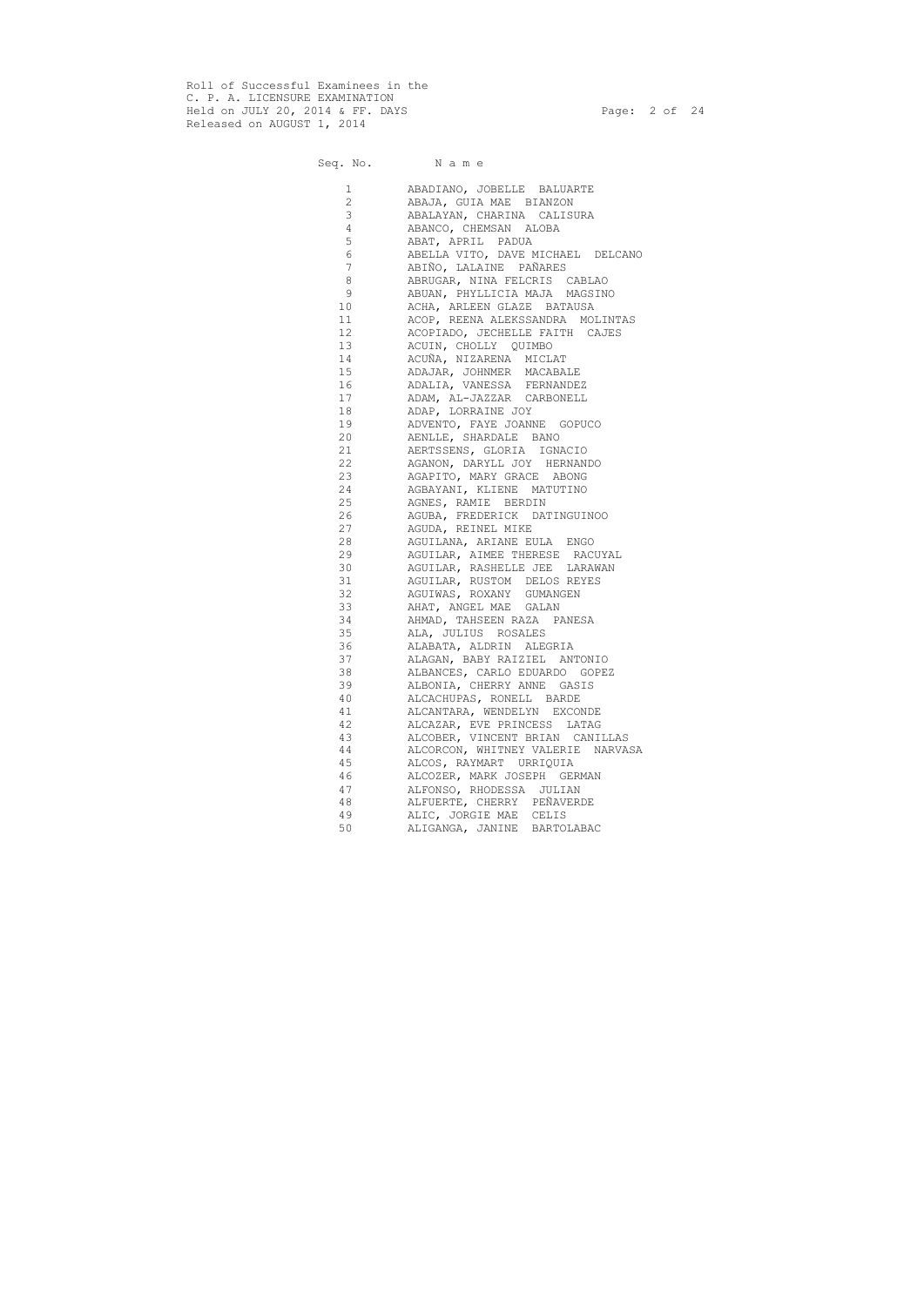Roll of Successful Examinees in the
C. P. A. LICENSURE EXAMINATION
Held on JULY 20, 2014 & FF. DAYS
Released on AUGUST 1, 2014

| Seq. No. | Name |
|---|---|
| 1 | ABADIANO, JOBELLE BALUARTE |
| 2 | ABAJA, GUIA MAE BIANZON |
| 3 | ABALAYAN, CHARINA CALISURA |
| 4 | ABANCO, CHEMSAN ALOBA |
| 5 | ABAT, APRIL PADUA |
| 6 | ABELLA VITO, DAVE MICHAEL DELCANO |
| 7 | ABIÑO, LALAINE PAÑARES |
| 8 | ABRUGAR, NINA FELCRIS CABLAO |
| 9 | ABUAN, PHYLLICIA MAJA MAGSINO |
| 10 | ACHA, ARLEEN GLAZE BATAUSA |
| 11 | ACOP, REENA ALEKSSANDRA MOLINTAS |
| 12 | ACOPIADO, JECHELLE FAITH CAJES |
| 13 | ACUIN, CHOLLY QUIMBO |
| 14 | ACUÑA, NIZARENA MICLAT |
| 15 | ADAJAR, JOHNMER MACABALE |
| 16 | ADALIA, VANESSA FERNANDEZ |
| 17 | ADAM, AL-JAZZAR CARBONELL |
| 18 | ADAP, LORRAINE JOY |
| 19 | ADVENTO, FAYE JOANNE GOPUCO |
| 20 | AENLLE, SHARDALE BANO |
| 21 | AERTSSENS, GLORIA IGNACIO |
| 22 | AGANON, DARYLL JOY HERNANDO |
| 23 | AGAPITO, MARY GRACE ABONG |
| 24 | AGBAYANI, KLIENE MATUTINO |
| 25 | AGNES, RAMIE BERDIN |
| 26 | AGUBA, FREDERICK DATINGUINOO |
| 27 | AGUDA, REINEL MIKE |
| 28 | AGUILANA, ARIANE EULA ENGO |
| 29 | AGUILAR, AIMEE THERESE RACUYAL |
| 30 | AGUILAR, RASHELLE JEE LARAWAN |
| 31 | AGUILAR, RUSTOM DELOS REYES |
| 32 | AGUIWAS, ROXANY GUMANGEN |
| 33 | AHAT, ANGEL MAE GALAN |
| 34 | AHMAD, TAHSEEN RAZA PANESA |
| 35 | ALA, JULIUS ROSALES |
| 36 | ALABATA, ALDRIN ALEGRIA |
| 37 | ALAGAN, BABY RAIZIEL ANTONIO |
| 38 | ALBANCES, CARLO EDUARDO GOPEZ |
| 39 | ALBONIA, CHERRY ANNE GASIS |
| 40 | ALCACHUPAS, RONELL BARDE |
| 41 | ALCANTARA, WENDELYN EXCONDE |
| 42 | ALCAZAR, EVE PRINCESS LATAG |
| 43 | ALCOBER, VINCENT BRIAN CANILLAS |
| 44 | ALCORCON, WHITNEY VALERIE NARVASA |
| 45 | ALCOS, RAYMART URRIQUIA |
| 46 | ALCOZER, MARK JOSEPH GERMAN |
| 47 | ALFONSO, RHODESSA JULIAN |
| 48 | ALFUERTE, CHERRY PEÑAVERDE |
| 49 | ALIC, JORGIE MAE CELIS |
| 50 | ALIGANGA, JANINE BARTOLABAC |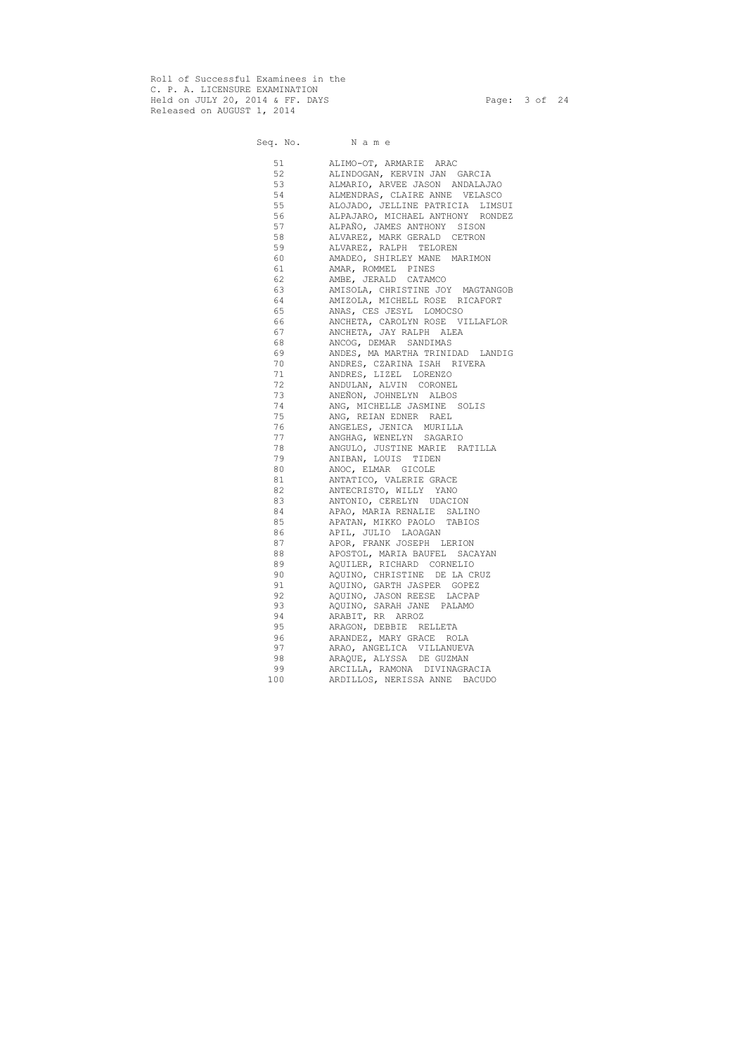Roll of Successful Examinees in the
C. P. A. LICENSURE EXAMINATION
Held on JULY 20, 2014 & FF. DAYS
Released on AUGUST 1, 2014

| Seq. No. | Name |
|---|---|
| 51 | ALIMO-OT, ARMARIE ARAC |
| 52 | ALINDOGAN, KERVIN JAN GARCIA |
| 53 | ALMARIO, ARVEE JASON ANDALAJAO |
| 54 | ALMENDRAS, CLAIRE ANNE VELASCO |
| 55 | ALOJADO, JELLINE PATRICIA LIMSUI |
| 56 | ALPAJARO, MICHAEL ANTHONY RONDEZ |
| 57 | ALPAÑO, JAMES ANTHONY SISON |
| 58 | ALVAREZ, MARK GERALD CETRON |
| 59 | ALVAREZ, RALPH TELOREN |
| 60 | AMADEO, SHIRLEY MANE MARIMON |
| 61 | AMAR, ROMMEL PINES |
| 62 | AMBE, JERALD CATAMCO |
| 63 | AMISOLA, CHRISTINE JOY MAGTANGOB |
| 64 | AMIZOLA, MICHELL ROSE RICAFORT |
| 65 | ANAS, CES JESYL LOMOCSO |
| 66 | ANCHETA, CAROLYN ROSE VILLAFLOR |
| 67 | ANCHETA, JAY RALPH ALEA |
| 68 | ANCOG, DEMAR SANDIMAS |
| 69 | ANDES, MA MARTHA TRINIDAD LANDIG |
| 70 | ANDRES, CZARINA ISAH RIVERA |
| 71 | ANDRES, LIZEL LORENZO |
| 72 | ANDULAN, ALVIN CORONEL |
| 73 | ANEÑON, JOHNELYN ALBOS |
| 74 | ANG, MICHELLE JASMINE SOLIS |
| 75 | ANG, REIAN EDNER RAEL |
| 76 | ANGELES, JENICA MURILLA |
| 77 | ANGHAG, WENELYN SAGARIO |
| 78 | ANGULO, JUSTINE MARIE RATILLA |
| 79 | ANIBAN, LOUIS TIDEN |
| 80 | ANOC, ELMAR GICOLE |
| 81 | ANTATICO, VALERIE GRACE |
| 82 | ANTECRISTO, WILLY YANO |
| 83 | ANTONIO, CERELYN UDACION |
| 84 | APAO, MARIA RENALIE SALINO |
| 85 | APATAN, MIKKO PAOLO TABIOS |
| 86 | APIL, JULIO LAOAGAN |
| 87 | APOR, FRANK JOSEPH LERION |
| 88 | APOSTOL, MARIA BAUFEL SACAYAN |
| 89 | AQUILER, RICHARD CORNELIO |
| 90 | AQUINO, CHRISTINE DE LA CRUZ |
| 91 | AQUINO, GARTH JASPER GOPEZ |
| 92 | AQUINO, JASON REESE LACPAP |
| 93 | AQUINO, SARAH JANE PALAMO |
| 94 | ARABIT, RR ARROZ |
| 95 | ARAGON, DEBBIE RELLETA |
| 96 | ARANDEZ, MARY GRACE ROLA |
| 97 | ARAO, ANGELICA VILLANUEVA |
| 98 | ARAQUE, ALYSSA DE GUZMAN |
| 99 | ARCILLA, RAMONA DIVINAGRACIA |
| 100 | ARDILLOS, NERISSA ANNE BACUDO |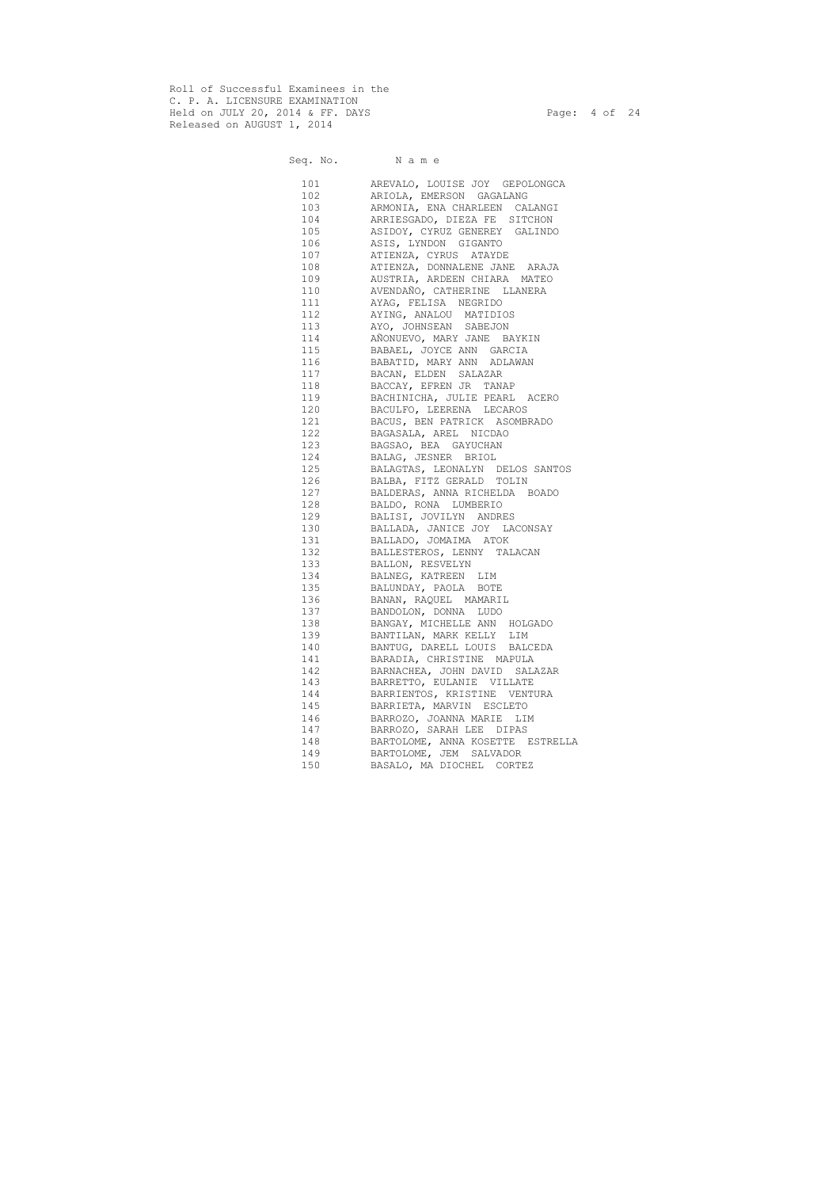Roll of Successful Examinees in the
C. P. A. LICENSURE EXAMINATION
Held on JULY 20, 2014 & FF. DAYS
Released on AUGUST 1, 2014

| Seq. No. | N a m e |
|---|---|
| 101 | AREVALO, LOUISE JOY GEPOLONGCA |
| 102 | ARIOLA, EMERSON GAGALANG |
| 103 | ARMONIA, ENA CHARLEEN CALANGI |
| 104 | ARRIESGADO, DIEZA FE SITCHON |
| 105 | ASIDOY, CYRUZ GENEREY GALINDO |
| 106 | ASIS, LYNDON GIGANTO |
| 107 | ATIENZA, CYRUS ATAYDE |
| 108 | ATIENZA, DONNALENE JANE ARAJA |
| 109 | AUSTRIA, ARDEEN CHIARA MATEO |
| 110 | AVENDAÑO, CATHERINE LLANERA |
| 111 | AYAG, FELISA NEGRIDO |
| 112 | AYING, ANALOU MATIDIOS |
| 113 | AYO, JOHNSEAN SABEJON |
| 114 | AÑONUEVO, MARY JANE BAYKIN |
| 115 | BABAEL, JOYCE ANN GARCIA |
| 116 | BABATID, MARY ANN ADLAWAN |
| 117 | BACAN, ELDEN SALAZAR |
| 118 | BACCAY, EFREN JR TANAP |
| 119 | BACHINICHA, JULIE PEARL ACERO |
| 120 | BACULFO, LEERENA LECAROS |
| 121 | BACUS, BEN PATRICK ASOMBRADO |
| 122 | BAGASALA, AREL NICDAO |
| 123 | BAGSAO, BEA GAYUCHAN |
| 124 | BALAG, JESNER BRIOL |
| 125 | BALAGTAS, LEONALYN DELOS SANTOS |
| 126 | BALBA, FITZ GERALD TOLIN |
| 127 | BALDERAS, ANNA RICHELDA BOADO |
| 128 | BALDO, RONA LUMBERIO |
| 129 | BALISI, JOVILYN ANDRES |
| 130 | BALLADA, JANICE JOY LACONSAY |
| 131 | BALLADO, JOMAIMA ATOK |
| 132 | BALLESTEROS, LENNY TALACAN |
| 133 | BALLON, RESVELYN |
| 134 | BALNEG, KATREEN LIM |
| 135 | BALUNDAY, PAOLA BOTE |
| 136 | BANAN, RAQUEL MAMARIL |
| 137 | BANDOLON, DONNA LUDO |
| 138 | BANGAY, MICHELLE ANN HOLGADO |
| 139 | BANTILAN, MARK KELLY LIM |
| 140 | BANTUG, DARELL LOUIS BALCEDA |
| 141 | BARADIA, CHRISTINE MAPULA |
| 142 | BARNACHEA, JOHN DAVID SALAZAR |
| 143 | BARRETTO, EULANIE VILLATE |
| 144 | BARRIENTOS, KRISTINE VENTURA |
| 145 | BARRIETA, MARVIN ESCLETO |
| 146 | BARROZO, JOANNA MARIE LIM |
| 147 | BARROZO, SARAH LEE DIPAS |
| 148 | BARTOLOME, ANNA KOSETTE ESTRELLA |
| 149 | BARTOLOME, JEM SALVADOR |
| 150 | BASALO, MA DIOCHEL CORTEZ |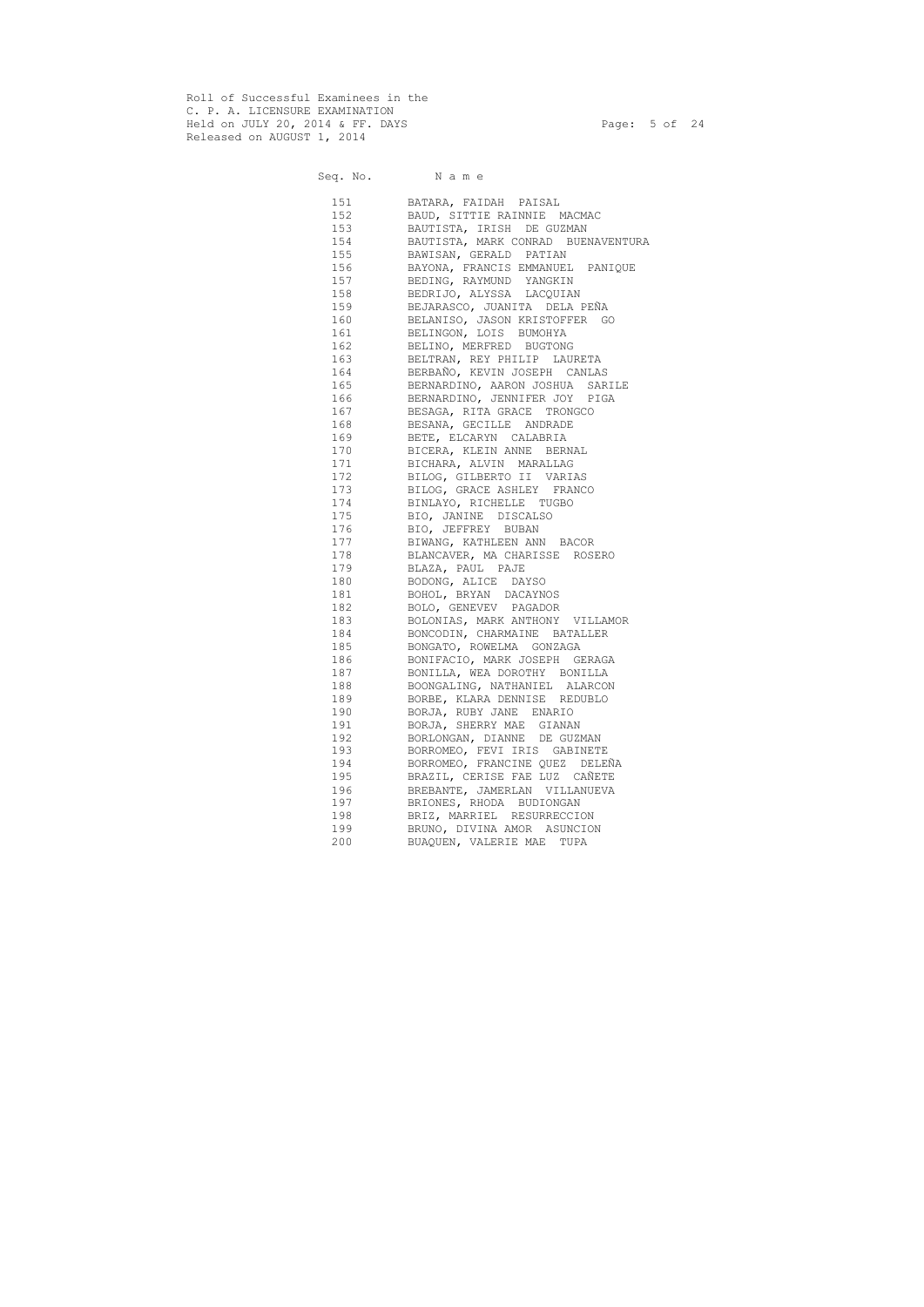Roll of Successful Examinees in the
C. P. A. LICENSURE EXAMINATION
Held on JULY 20, 2014 & FF. DAYS
Released on AUGUST 1, 2014

| Seq. No. | Name |
|---|---|
| 151 | BATARA, FAIDAH PAISAL |
| 152 | BAUD, SITTIE RAINNIE MACMAC |
| 153 | BAUTISTA, IRISH DE GUZMAN |
| 154 | BAUTISTA, MARK CONRAD BUENAVENTURA |
| 155 | BAWISAN, GERALD PATIAN |
| 156 | BAYONA, FRANCIS EMMANUEL PANIQUE |
| 157 | BEDING, RAYMUND YANGKIN |
| 158 | BEDRIJO, ALYSSA LACQUIAN |
| 159 | BEJARASCO, JUANITA DELA PEÑA |
| 160 | BELANISO, JASON KRISTOFFER GO |
| 161 | BELINGON, LOIS BUMOHYA |
| 162 | BELINO, MERFRED BUGTONG |
| 163 | BELTRAN, REY PHILIP LAURETA |
| 164 | BERBAÑO, KEVIN JOSEPH CANLAS |
| 165 | BERNARDINO, AARON JOSHUA SARILE |
| 166 | BERNARDINO, JENNIFER JOY PIGA |
| 167 | BESAGA, RITA GRACE TRONGCO |
| 168 | BESANA, GECILLE ANDRADE |
| 169 | BETE, ELCARYN CALABRIA |
| 170 | BICERA, KLEIN ANNE BERNAL |
| 171 | BICHARA, ALVIN MARALLAG |
| 172 | BILOG, GILBERTO II VARIAS |
| 173 | BILOG, GRACE ASHLEY FRANCO |
| 174 | BINLAYO, RICHELLE TUGBO |
| 175 | BIO, JANINE DISCALSO |
| 176 | BIO, JEFFREY BUBAN |
| 177 | BIWANG, KATHLEEN ANN BACOR |
| 178 | BLANCAVER, MA CHARISSE ROSERO |
| 179 | BLAZA, PAUL PAJE |
| 180 | BODONG, ALICE DAYSO |
| 181 | BOHOL, BRYAN DACAYNOS |
| 182 | BOLO, GENEVEV PAGADOR |
| 183 | BOLONIAS, MARK ANTHONY VILLAMOR |
| 184 | BONCODIN, CHARMAINE BATALLER |
| 185 | BONGATO, ROWELMA GONZAGA |
| 186 | BONIFACIO, MARK JOSEPH GERAGA |
| 187 | BONILLA, WEA DOROTHY BONILLA |
| 188 | BOONGALING, NATHANIEL ALARCON |
| 189 | BORBE, KLARA DENNISE REDUBLO |
| 190 | BORJA, RUBY JANE ENARIO |
| 191 | BORJA, SHERRY MAE GIANAN |
| 192 | BORLONGAN, DIANNE DE GUZMAN |
| 193 | BORROMEO, FEVI IRIS GABINETE |
| 194 | BORROMEO, FRANCINE QUEZ DELEÑA |
| 195 | BRAZIL, CERISE FAE LUZ CAÑETE |
| 196 | BREBANTE, JAMERLAN VILLANUEVA |
| 197 | BRIONES, RHODA BUDIONGAN |
| 198 | BRIZ, MARRIEL RESURRECCION |
| 199 | BRUNO, DIVINA AMOR ASUNCION |
| 200 | BUAQUEN, VALERIE MAE TUPA |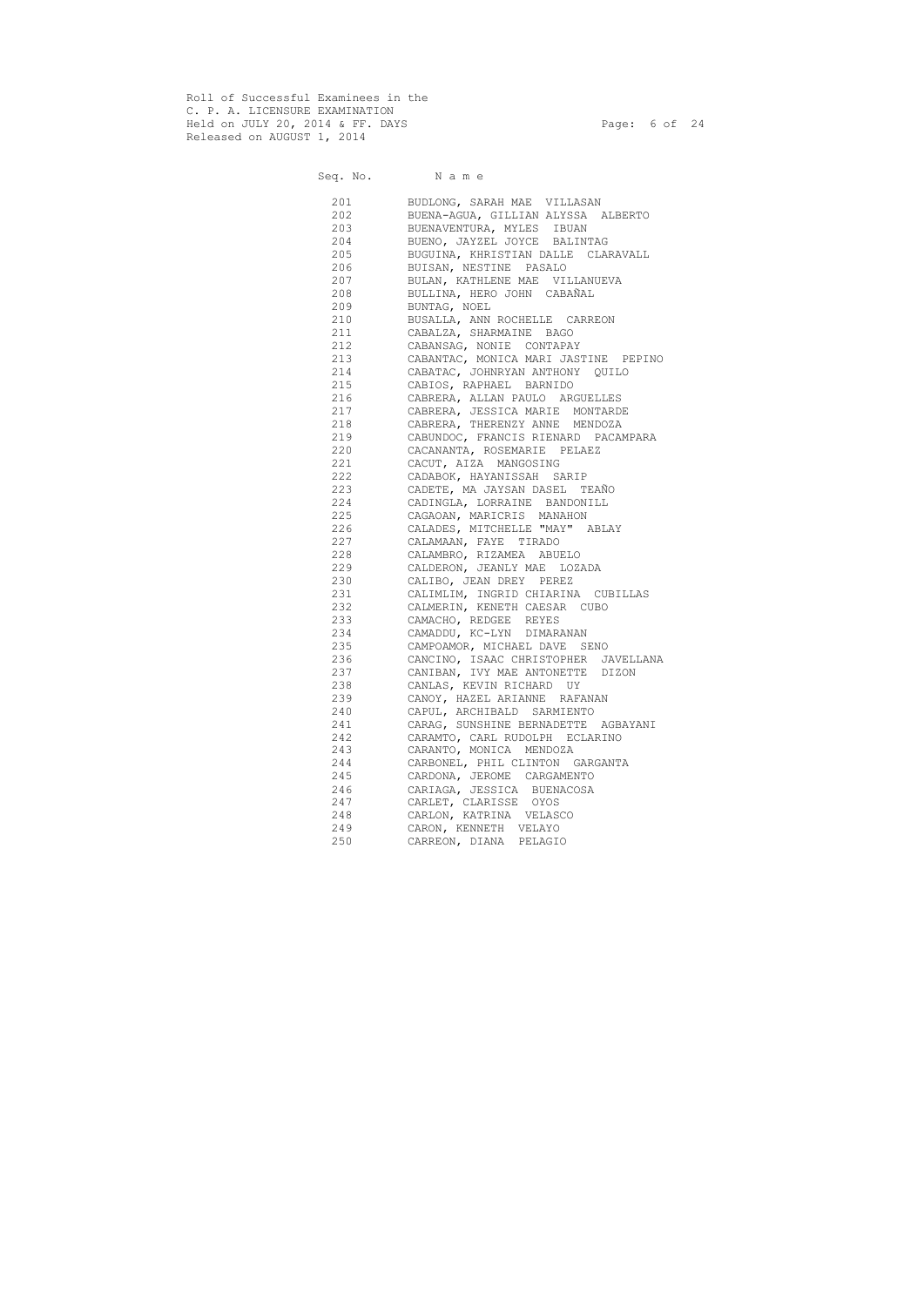Roll of Successful Examinees in the
C. P. A. LICENSURE EXAMINATION
Held on JULY 20, 2014 & FF. DAYS
Released on AUGUST 1, 2014

| Seq. No. | N a m e |
|---|---|
| 201 | BUDLONG, SARAH MAE VILLASAN |
| 202 | BUENA-AGUA, GILLIAN ALYSSA ALBERTO |
| 203 | BUENAVENTURA, MYLES IBUAN |
| 204 | BUENO, JAYZEL JOYCE BALINTAG |
| 205 | BUGUINA, KHRISTIAN DALLE CLARAVALL |
| 206 | BUISAN, NESTINE PASALO |
| 207 | BULAN, KATHLENE MAE VILLANUEVA |
| 208 | BULLINA, HERO JOHN CABAÑAL |
| 209 | BUNTAG, NOEL |
| 210 | BUSALLA, ANN ROCHELLE CARREON |
| 211 | CABALZA, SHARMAINE BAGO |
| 212 | CABANSAG, NONIE CONTAPAY |
| 213 | CABANTAC, MONICA MARI JASTINE PEPINO |
| 214 | CABATAC, JOHNRYAN ANTHONY QUILO |
| 215 | CABIOS, RAPHAEL BARNIDO |
| 216 | CABRERA, ALLAN PAULO ARGUELLES |
| 217 | CABRERA, JESSICA MARIE MONTARDE |
| 218 | CABRERA, THERENZY ANNE MENDOZA |
| 219 | CABUNDOC, FRANCIS RIENARD PACAMPARA |
| 220 | CACANANTA, ROSEMARIE PELAEZ |
| 221 | CACUT, AIZA MANGOSING |
| 222 | CADABOK, HAYANISSAH SARIP |
| 223 | CADETE, MA JAYSAN DASEL TEAÑO |
| 224 | CADINGLA, LORRAINE BANDONILL |
| 225 | CAGAOAN, MARICRIS MANAHON |
| 226 | CALADES, MITCHELLE "MAY" ABLAY |
| 227 | CALAMAAN, FAYE TIRADO |
| 228 | CALAMBRO, RIZAMEA ABUELO |
| 229 | CALDERON, JEANLY MAE LOZADA |
| 230 | CALIBO, JEAN DREY PEREZ |
| 231 | CALIMLIM, INGRID CHIARINA CUBILLAS |
| 232 | CALMERIN, KENETH CAESAR CUBO |
| 233 | CAMACHO, REDGEE REYES |
| 234 | CAMADDU, KC-LYN DIMARANAN |
| 235 | CAMPOAMOR, MICHAEL DAVE SENO |
| 236 | CANCINO, ISAAC CHRISTOPHER JAVELLANA |
| 237 | CANIBAN, IVY MAE ANTONETTE DIZON |
| 238 | CANLAS, KEVIN RICHARD UY |
| 239 | CANOY, HAZEL ARIANNE RAFANAN |
| 240 | CAPUL, ARCHIBALD SARMIENTO |
| 241 | CARAG, SUNSHINE BERNADETTE AGBAYANI |
| 242 | CARAMTO, CARL RUDOLPH ECLARINO |
| 243 | CARANTO, MONICA MENDOZA |
| 244 | CARBONEL, PHIL CLINTON GARGANTA |
| 245 | CARDONA, JEROME CARGAMENTO |
| 246 | CARIAGA, JESSICA BUENACOSA |
| 247 | CARLET, CLARISSE OYOS |
| 248 | CARLON, KATRINA VELASCO |
| 249 | CARON, KENNETH VELAYO |
| 250 | CARREON, DIANA PELAGIO |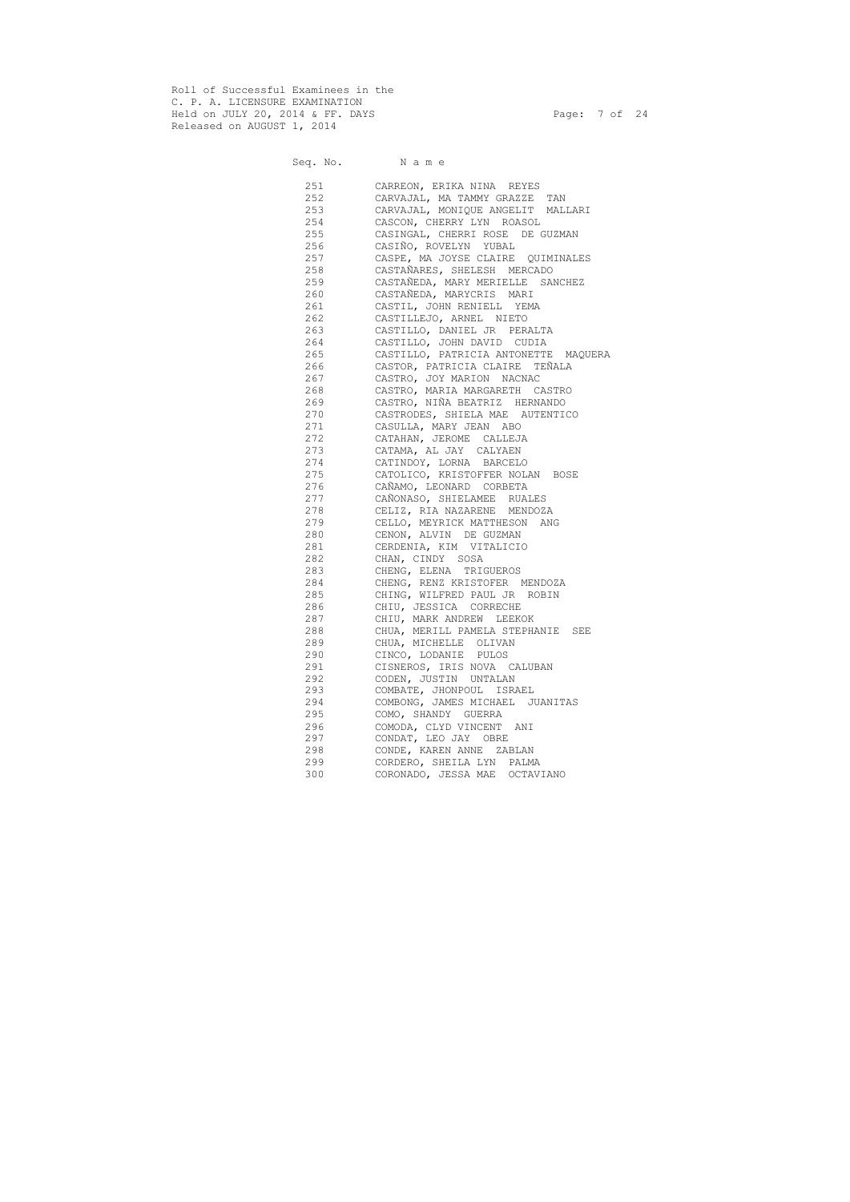Roll of Successful Examinees in the
C. P. A. LICENSURE EXAMINATION
Held on JULY 20, 2014 & FF. DAYS
Released on AUGUST 1, 2014

| Seq. No. | N a m e |
|---|---|
| 251 | CARREON, ERIKA NINA REYES |
| 252 | CARVAJAL, MA TAMMY GRAZZE TAN |
| 253 | CARVAJAL, MONIQUE ANGELIT MALLARI |
| 254 | CASCON, CHERRY LYN ROASOL |
| 255 | CASINGAL, CHERRI ROSE DE GUZMAN |
| 256 | CASIÑO, ROVELYN YUBAL |
| 257 | CASPE, MA JOYSE CLAIRE QUIMINALES |
| 258 | CASTAÑARES, SHELESH MERCADO |
| 259 | CASTAÑEDA, MARY MERIELLE SANCHEZ |
| 260 | CASTAÑEDA, MARYCRIS MARI |
| 261 | CASTIL, JOHN RENIELL YEMA |
| 262 | CASTILLEJO, ARNEL NIETO |
| 263 | CASTILLO, DANIEL JR PERALTA |
| 264 | CASTILLO, JOHN DAVID CUDIA |
| 265 | CASTILLO, PATRICIA ANTONETTE MAQUERA |
| 266 | CASTOR, PATRICIA CLAIRE TEÑALA |
| 267 | CASTRO, JOY MARION NACNAC |
| 268 | CASTRO, MARIA MARGARETH CASTRO |
| 269 | CASTRO, NIÑA BEATRIZ HERNANDO |
| 270 | CASTRODES, SHIELA MAE AUTENTICO |
| 271 | CASULLA, MARY JEAN ABO |
| 272 | CATAHAN, JEROME CALLEJA |
| 273 | CATAMA, AL JAY CALYAEN |
| 274 | CATINDOY, LORNA BARCELO |
| 275 | CATOLICO, KRISTOFFER NOLAN BOSE |
| 276 | CAÑAMO, LEONARD CORBETA |
| 277 | CAÑONASO, SHIELAMEE RUALES |
| 278 | CELIZ, RIA NAZARENE MENDOZA |
| 279 | CELLO, MEYRICK MATTHESON ANG |
| 280 | CENON, ALVIN DE GUZMAN |
| 281 | CERDENIA, KIM VITALICIO |
| 282 | CHAN, CINDY SOSA |
| 283 | CHENG, ELENA TRIGUEROS |
| 284 | CHENG, RENZ KRISTOFER MENDOZA |
| 285 | CHING, WILFRED PAUL JR ROBIN |
| 286 | CHIU, JESSICA CORRECHE |
| 287 | CHIU, MARK ANDREW LEEKOK |
| 288 | CHUA, MERILL PAMELA STEPHANIE SEE |
| 289 | CHUA, MICHELLE OLIVAN |
| 290 | CINCO, LODANIE PULOS |
| 291 | CISNEROS, IRIS NOVA CALUBAN |
| 292 | CODEN, JUSTIN UNTALAN |
| 293 | COMBATE, JHONPOUL ISRAEL |
| 294 | COMBONG, JAMES MICHAEL JUANITAS |
| 295 | COMO, SHANDY GUERRA |
| 296 | COMODA, CLYD VINCENT ANI |
| 297 | CONDAT, LEO JAY OBRE |
| 298 | CONDE, KAREN ANNE ZABLAN |
| 299 | CORDERO, SHEILA LYN PALMA |
| 300 | CORONADO, JESSA MAE OCTAVIANO |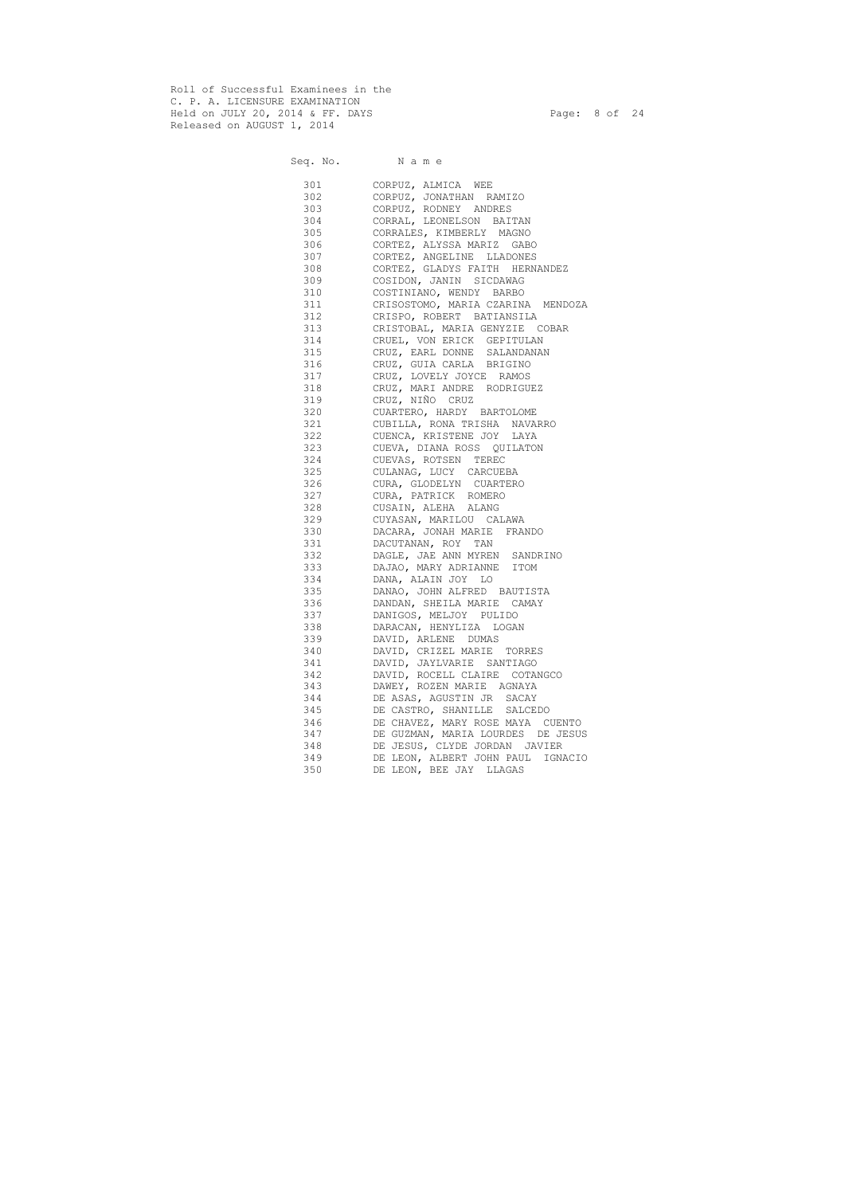Roll of Successful Examinees in the
C. P. A. LICENSURE EXAMINATION
Held on JULY 20, 2014 & FF. DAYS
Released on AUGUST 1, 2014

| Seq. No. | N a m e |
|---|---|
| 301 | CORPUZ, ALMICA WEE |
| 302 | CORPUZ, JONATHAN RAMIZO |
| 303 | CORPUZ, RODNEY ANDRES |
| 304 | CORRAL, LEONELSON BAITAN |
| 305 | CORRALES, KIMBERLY MAGNO |
| 306 | CORTEZ, ALYSSA MARIZ GABO |
| 307 | CORTEZ, ANGELINE LLADONES |
| 308 | CORTEZ, GLADYS FAITH HERNANDEZ |
| 309 | COSIDON, JANIN SICDAWAG |
| 310 | COSTINIANO, WENDY BARBO |
| 311 | CRISOSTOMO, MARIA CZARINA MENDOZA |
| 312 | CRISPO, ROBERT BATIANSILA |
| 313 | CRISTOBAL, MARIA GENYZIE COBAR |
| 314 | CRUEL, VON ERICK GEPITULAN |
| 315 | CRUZ, EARL DONNE SALANDANAN |
| 316 | CRUZ, GUIA CARLA BRIGINO |
| 317 | CRUZ, LOVELY JOYCE RAMOS |
| 318 | CRUZ, MARI ANDRE RODRIGUEZ |
| 319 | CRUZ, NIÑO CRUZ |
| 320 | CUARTERO, HARDY BARTOLOME |
| 321 | CUBILLA, RONA TRISHA NAVARRO |
| 322 | CUENCA, KRISTENE JOY LAYA |
| 323 | CUEVA, DIANA ROSS QUILATON |
| 324 | CUEVAS, ROTSEN TEREC |
| 325 | CULANAG, LUCY CARCUEBA |
| 326 | CURA, GLODELYN CUARTERO |
| 327 | CURA, PATRICK ROMERO |
| 328 | CUSAIN, ALEHA ALANG |
| 329 | CUYASAN, MARILOU CALAWA |
| 330 | DACARA, JONAH MARIE FRANDO |
| 331 | DACUTANAN, ROY TAN |
| 332 | DAGLE, JAE ANN MYREN SANDRINO |
| 333 | DAJAO, MARY ADRIANNE ITOM |
| 334 | DANA, ALAIN JOY LO |
| 335 | DANAO, JOHN ALFRED BAUTISTA |
| 336 | DANDAN, SHEILA MARIE CAMAY |
| 337 | DANIGOS, MELJOY PULIDO |
| 338 | DARACAN, HENYLIZA LOGAN |
| 339 | DAVID, ARLENE DUMAS |
| 340 | DAVID, CRIZEL MARIE TORRES |
| 341 | DAVID, JAYLVARIE SANTIAGO |
| 342 | DAVID, ROCELL CLAIRE COTANGCO |
| 343 | DAWEY, ROZEN MARIE AGNAYA |
| 344 | DE ASAS, AGUSTIN JR SACAY |
| 345 | DE CASTRO, SHANILLE SALCEDO |
| 346 | DE CHAVEZ, MARY ROSE MAYA CUENTO |
| 347 | DE GUZMAN, MARIA LOURDES DE JESUS |
| 348 | DE JESUS, CLYDE JORDAN JAVIER |
| 349 | DE LEON, ALBERT JOHN PAUL IGNACIO |
| 350 | DE LEON, BEE JAY LLAGAS |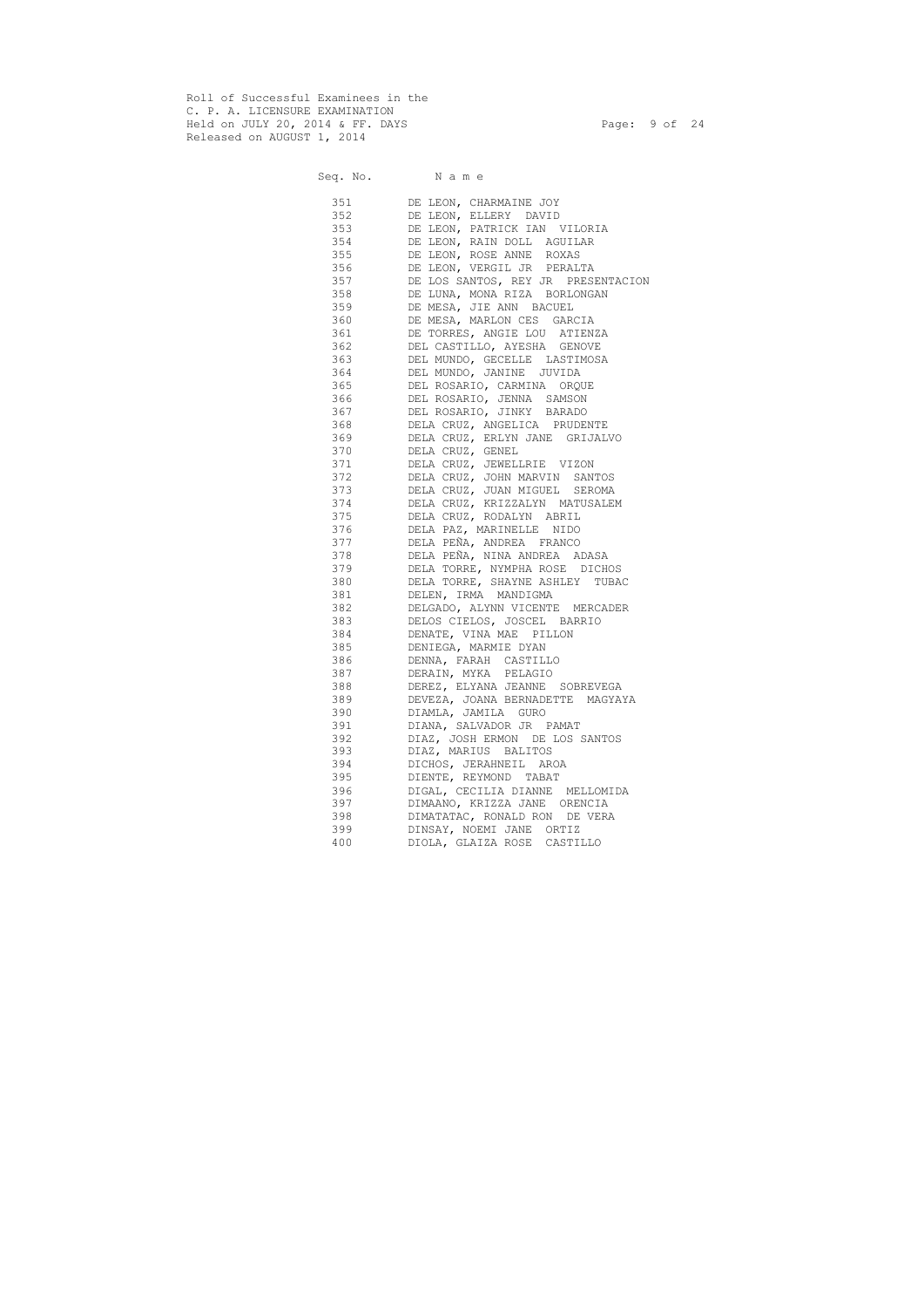Roll of Successful Examinees in the
C. P. A. LICENSURE EXAMINATION
Held on JULY 20, 2014 & FF. DAYS
Released on AUGUST 1, 2014

| Seq. No. | N a m e |
|---|---|
| 351 | DE LEON, CHARMAINE JOY |
| 352 | DE LEON, ELLERY DAVID |
| 353 | DE LEON, PATRICK IAN VILORIA |
| 354 | DE LEON, RAIN DOLL AGUILAR |
| 355 | DE LEON, ROSE ANNE ROXAS |
| 356 | DE LEON, VERGIL JR PERALTA |
| 357 | DE LOS SANTOS, REY JR PRESENTACION |
| 358 | DE LUNA, MONA RIZA BORLONGAN |
| 359 | DE MESA, JIE ANN BACUEL |
| 360 | DE MESA, MARLON CES GARCIA |
| 361 | DE TORRES, ANGIE LOU ATIENZA |
| 362 | DEL CASTILLO, AYESHA GENOVE |
| 363 | DEL MUNDO, GECELLE LASTIMOSA |
| 364 | DEL MUNDO, JANINE JUVIDA |
| 365 | DEL ROSARIO, CARMINA ORQUE |
| 366 | DEL ROSARIO, JENNA SAMSON |
| 367 | DEL ROSARIO, JINKY BARADO |
| 368 | DELA CRUZ, ANGELICA PRUDENTE |
| 369 | DELA CRUZ, ERLYN JANE GRIJALVO |
| 370 | DELA CRUZ, GENEL |
| 371 | DELA CRUZ, JEWELLRIE VIZON |
| 372 | DELA CRUZ, JOHN MARVIN SANTOS |
| 373 | DELA CRUZ, JUAN MIGUEL SEROMA |
| 374 | DELA CRUZ, KRIZZALYN MATUSALEM |
| 375 | DELA CRUZ, RODALYN ABRIL |
| 376 | DELA PAZ, MARINELLE NIDO |
| 377 | DELA PEÑA, ANDREA FRANCO |
| 378 | DELA PEÑA, NINA ANDREA ADASA |
| 379 | DELA TORRE, NYMPHA ROSE DICHOS |
| 380 | DELA TORRE, SHAYNE ASHLEY TUBAC |
| 381 | DELEN, IRMA MANDIGMA |
| 382 | DELGADO, ALYNN VICENTE MERCADER |
| 383 | DELOS CIELOS, JOSCEL BARRIO |
| 384 | DENATE, VINA MAE PILLON |
| 385 | DENIEGA, MARMIE DYAN |
| 386 | DENNA, FARAH CASTILLO |
| 387 | DERAIN, MYKA PELAGIO |
| 388 | DEREZ, ELYANA JEANNE SOBREVEGA |
| 389 | DEVEZA, JOANA BERNADETTE MAGYAYA |
| 390 | DIAMLA, JAMILA GURO |
| 391 | DIANA, SALVADOR JR PAMAT |
| 392 | DIAZ, JOSH ERMON DE LOS SANTOS |
| 393 | DIAZ, MARIUS BALITOS |
| 394 | DICHOS, JERAHNEIL AROA |
| 395 | DIENTE, REYMOND TABAT |
| 396 | DIGAL, CECILIA DIANNE MELLOMIDA |
| 397 | DIMAANO, KRIZZA JANE ORENCIA |
| 398 | DIMATATAC, RONALD RON DE VERA |
| 399 | DINSAY, NOEMI JANE ORTIZ |
| 400 | DIOLA, GLAIZA ROSE CASTILLO |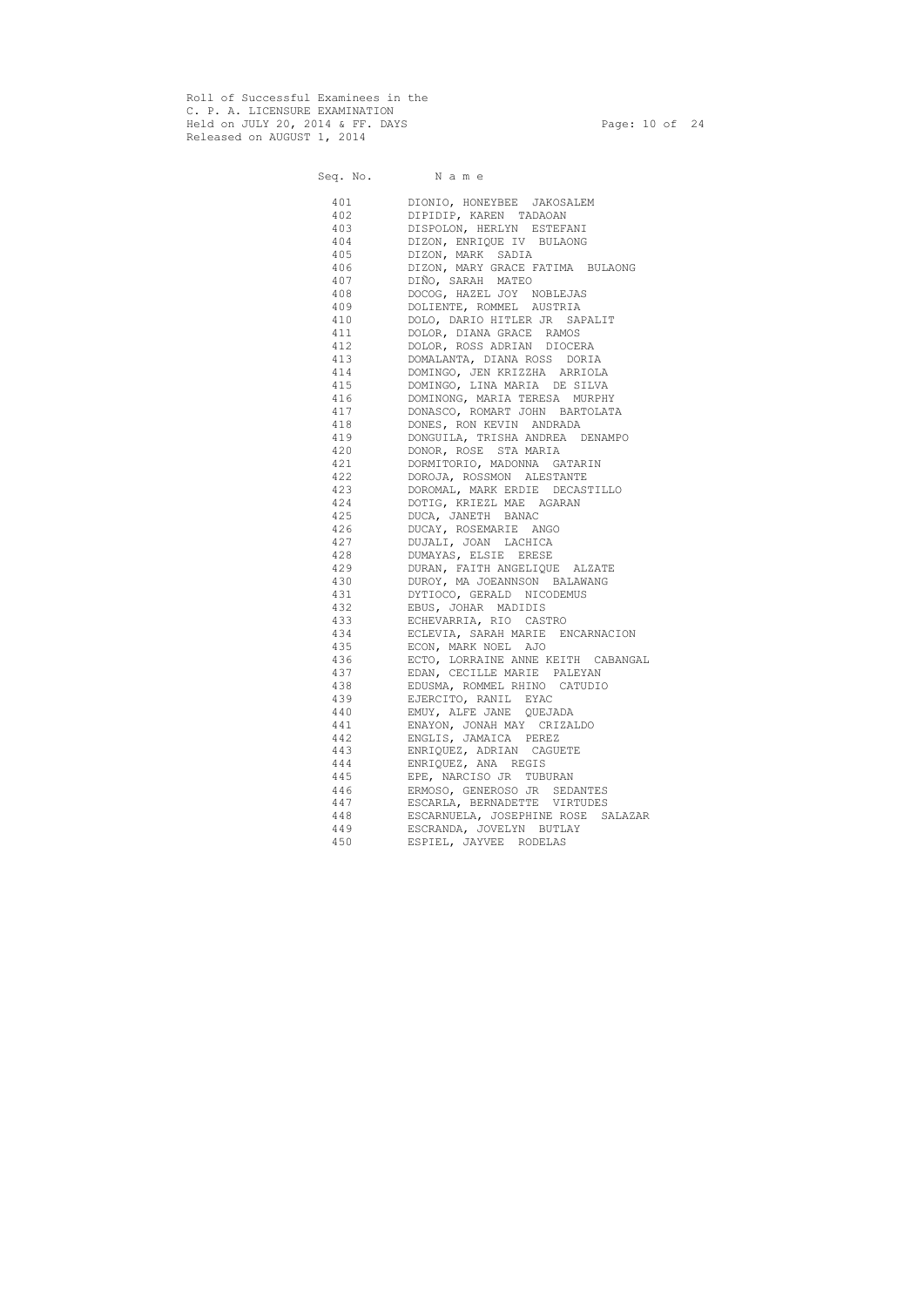Roll of Successful Examinees in the
C. P. A. LICENSURE EXAMINATION
Held on JULY 20, 2014 & FF. DAYS
Released on AUGUST 1, 2014

| Seq. No. | N a m e |
|---|---|
| 401 | DIONIO, HONEYBEE JAKOSALEM |
| 402 | DIPIDIP, KAREN TADAOAN |
| 403 | DISPOLON, HERLYN ESTEFANI |
| 404 | DIZON, ENRIQUE IV BULAONG |
| 405 | DIZON, MARK SADIA |
| 406 | DIZON, MARY GRACE FATIMA BULAONG |
| 407 | DIÑO, SARAH MATEO |
| 408 | DOCOG, HAZEL JOY NOBLEJAS |
| 409 | DOLIENTE, ROMMEL AUSTRIA |
| 410 | DOLO, DARIO HITLER JR SAPALIT |
| 411 | DOLOR, DIANA GRACE RAMOS |
| 412 | DOLOR, ROSS ADRIAN DIOCERA |
| 413 | DOMALANTA, DIANA ROSS DORIA |
| 414 | DOMINGO, JEN KRIZZHA ARRIOLA |
| 415 | DOMINGO, LINA MARIA DE SILVA |
| 416 | DOMINONG, MARIA TERESA MURPHY |
| 417 | DONASCO, ROMART JOHN BARTOLATA |
| 418 | DONES, RON KEVIN ANDRADA |
| 419 | DONGUILA, TRISHA ANDREA DENAMPO |
| 420 | DONOR, ROSE STA MARIA |
| 421 | DORMITORIO, MADONNA GATARIN |
| 422 | DOROJA, ROSSMON ALESTANTE |
| 423 | DOROMAL, MARK ERDIE DECASTILLO |
| 424 | DOTIG, KRIEZL MAE AGARAN |
| 425 | DUCA, JANETH BANAC |
| 426 | DUCAY, ROSEMARIE ANGO |
| 427 | DUJALI, JOAN LACHICA |
| 428 | DUMAYAS, ELSIE ERESE |
| 429 | DURAN, FAITH ANGELIQUE ALZATE |
| 430 | DUROY, MA JOEANNSON BALAWANG |
| 431 | DYTIOCO, GERALD NICODEMUS |
| 432 | EBUS, JOHAR MADIDIS |
| 433 | ECHEVARRIA, RIO CASTRO |
| 434 | ECLEVIA, SARAH MARIE ENCARNACION |
| 435 | ECON, MARK NOEL AJO |
| 436 | ECTO, LORRAINE ANNE KEITH CABANGAL |
| 437 | EDAN, CECILLE MARIE PALEYAN |
| 438 | EDUSMA, ROMMEL RHINO CATUDIO |
| 439 | EJERCITO, RANIL EYAC |
| 440 | EMUY, ALFE JANE QUEJADA |
| 441 | ENAYON, JONAH MAY CRIZALDO |
| 442 | ENGLIS, JAMAICA PEREZ |
| 443 | ENRIQUEZ, ADRIAN CAGUETE |
| 444 | ENRIQUEZ, ANA REGIS |
| 445 | EPE, NARCISO JR TUBURAN |
| 446 | ERMOSO, GENEROSO JR SEDANTES |
| 447 | ESCARLA, BERNADETTE VIRTUDES |
| 448 | ESCARNUELA, JOSEPHINE ROSE SALAZAR |
| 449 | ESCRANDA, JOVELYN BUTLAY |
| 450 | ESPIEL, JAYVEE RODELAS |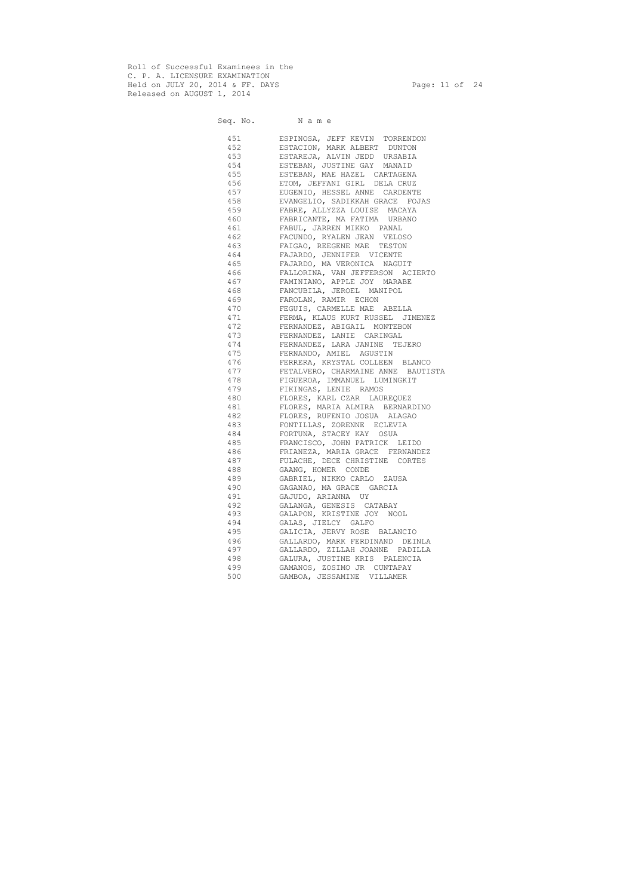Roll of Successful Examinees in the
C. P. A. LICENSURE EXAMINATION
Held on JULY 20, 2014 & FF. DAYS
Released on AUGUST 1, 2014

| Seq. No. | N a m e |
|---|---|
| 451 | ESPINOSA, JEFF KEVIN TORRENDON |
| 452 | ESTACION, MARK ALBERT DUNTON |
| 453 | ESTAREJA, ALVIN JEDD URSABIA |
| 454 | ESTEBAN, JUSTINE GAY MANAID |
| 455 | ESTEBAN, MAE HAZEL CARTAGENA |
| 456 | ETOM, JEFFANI GIRL DELA CRUZ |
| 457 | EUGENIO, HESSEL ANNE CARDENTE |
| 458 | EVANGELIO, SADIKKAH GRACE FOJAS |
| 459 | FABRE, ALLYZZA LOUISE MACAYA |
| 460 | FABRICANTE, MA FATIMA URBANO |
| 461 | FABUL, JARREN MIKKO PANAL |
| 462 | FACUNDO, RYALEN JEAN VELOSO |
| 463 | FAIGAO, REEGENE MAE TESTON |
| 464 | FAJARDO, JENNIFER VICENTE |
| 465 | FAJARDO, MA VERONICA NAGUIT |
| 466 | FALLORINA, VAN JEFFERSON ACIERTO |
| 467 | FAMINIANO, APPLE JOY MARABE |
| 468 | FANCUBILA, JEROEL MANIPOL |
| 469 | FAROLAN, RAMIR ECHON |
| 470 | FEGUIS, CARMELLE MAE ABELLA |
| 471 | FERMA, KLAUS KURT RUSSEL JIMENEZ |
| 472 | FERNANDEZ, ABIGAIL MONTEBON |
| 473 | FERNANDEZ, LANIE CARINGAL |
| 474 | FERNANDEZ, LARA JANINE TEJERO |
| 475 | FERNANDO, AMIEL AGUSTIN |
| 476 | FERRERA, KRYSTAL COLLEEN BLANCO |
| 477 | FETALVERO, CHARMAINE ANNE BAUTISTA |
| 478 | FIGUEROA, IMMANUEL LUMINGKIT |
| 479 | FIKINGAS, LENIE RAMOS |
| 480 | FLORES, KARL CZAR LAUREQUEZ |
| 481 | FLORES, MARIA ALMIRA BERNARDINO |
| 482 | FLORES, RUFENIO JOSUA ALAGAO |
| 483 | FONTILLAS, ZORENNE ECLEVIA |
| 484 | FORTUNA, STACEY KAY OSUA |
| 485 | FRANCISCO, JOHN PATRICK LEIDO |
| 486 | FRIANEZA, MARIA GRACE FERNANDEZ |
| 487 | FULACHE, DECE CHRISTINE CORTES |
| 488 | GAANG, HOMER CONDE |
| 489 | GABRIEL, NIKKO CARLO ZAUSA |
| 490 | GAGANAO, MA GRACE GARCIA |
| 491 | GAJUDO, ARIANNA UY |
| 492 | GALANGA, GENESIS CATABAY |
| 493 | GALAPON, KRISTINE JOY NOOL |
| 494 | GALAS, JIELCY GALFO |
| 495 | GALICIA, JERVY ROSE BALANCIO |
| 496 | GALLARDO, MARK FERDINAND DEINLA |
| 497 | GALLARDO, ZILLAH JOANNE PADILLA |
| 498 | GALURA, JUSTINE KRIS PALENCIA |
| 499 | GAMANOS, ZOSIMO JR CUNTAPAY |
| 500 | GAMBOA, JESSAMINE VILLAMER |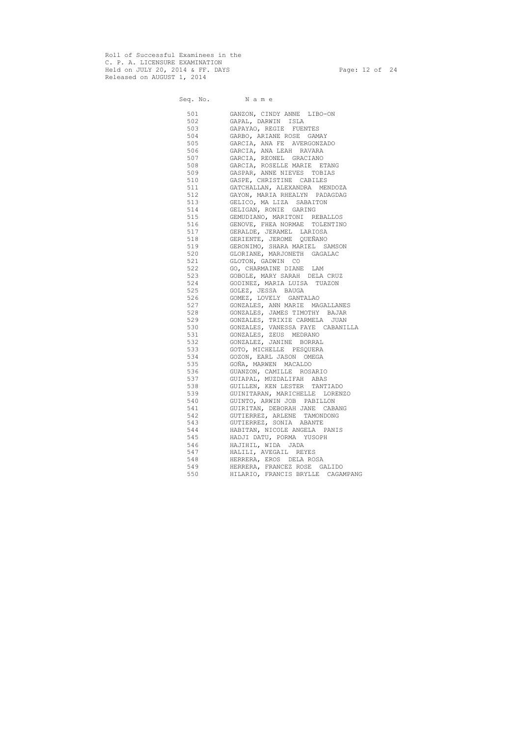Roll of Successful Examinees in the
C. P. A. LICENSURE EXAMINATION
Held on JULY 20, 2014 & FF. DAYS
Released on AUGUST 1, 2014

| Seq. No. | N a m e |
|---|---|
| 501 | GANZON, CINDY ANNE LIBO-ON |
| 502 | GAPAL, DARWIN ISLA |
| 503 | GAPAYAO, REGIE FUENTES |
| 504 | GARBO, ARIANE ROSE GAMAY |
| 505 | GARCIA, ANA FE AVERGONZADO |
| 506 | GARCIA, ANA LEAH RAVARA |
| 507 | GARCIA, REONEL GRACIANO |
| 508 | GARCIA, ROSELLE MARIE ETANG |
| 509 | GASPAR, ANNE NIEVES TOBIAS |
| 510 | GASPE, CHRISTINE CABILES |
| 511 | GATCHALLAN, ALEXANDRA MENDOZA |
| 512 | GAYON, MARIA RHEALYN PADAGDAG |
| 513 | GELICO, MA LIZA SABAITON |
| 514 | GELIGAN, RONIE GARING |
| 515 | GEMUDIANO, MARITONI REBALLOS |
| 516 | GENOVE, FHEA NORMAE TOLENTINO |
| 517 | GERALDE, JERAMEL LARIOSA |
| 518 | GERIENTE, JEROME QUEÑANO |
| 519 | GERONIMO, SHARA MARIEL SAMSON |
| 520 | GLORIANE, MARJONETH GAGALAC |
| 521 | GLOTON, GADWIN CO |
| 522 | GO, CHARMAINE DIANE LAM |
| 523 | GOBOLE, MARY SARAH DELA CRUZ |
| 524 | GODINEZ, MARIA LUISA TUAZON |
| 525 | GOLEZ, JESSA BAUGA |
| 526 | GOMEZ, LOVELY GANTALAO |
| 527 | GONZALES, ANN MARIE MAGALLANES |
| 528 | GONZALES, JAMES TIMOTHY BAJAR |
| 529 | GONZALES, TRIXIE CARMELA JUAN |
| 530 | GONZALES, VANESSA FAYE CABANILLA |
| 531 | GONZALES, ZEUS MEDRANO |
| 532 | GONZALEZ, JANINE BORRAL |
| 533 | GOTO, MICHELLE PESQUERA |
| 534 | GOZON, EARL JASON OMEGA |
| 535 | GOÑA, MARWEN MACALDO |
| 536 | GUANZON, CAMILLE ROSARIO |
| 537 | GUIAPAL, MUZDALIFAH ABAS |
| 538 | GUILLEN, KEN LESTER TANTIADO |
| 539 | GUINITARAN, MARICHELLE LORENZO |
| 540 | GUINTO, ARWIN JOB PABILLON |
| 541 | GUIRITAN, DEBORAH JANE CABANG |
| 542 | GUTIERREZ, ARLENE TAMONDONG |
| 543 | GUTIERREZ, SONIA ABANTE |
| 544 | HABITAN, NICOLE ANGELA PANIS |
| 545 | HADJI DATU, PORMA YUSOPH |
| 546 | HAJIHIL, WIDA JADA |
| 547 | HALILI, AVEGAIL REYES |
| 548 | HERRERA, EROS DELA ROSA |
| 549 | HERRERA, FRANCEZ ROSE GALIDO |
| 550 | HILARIO, FRANCIS BRYLLE CAGAMPANG |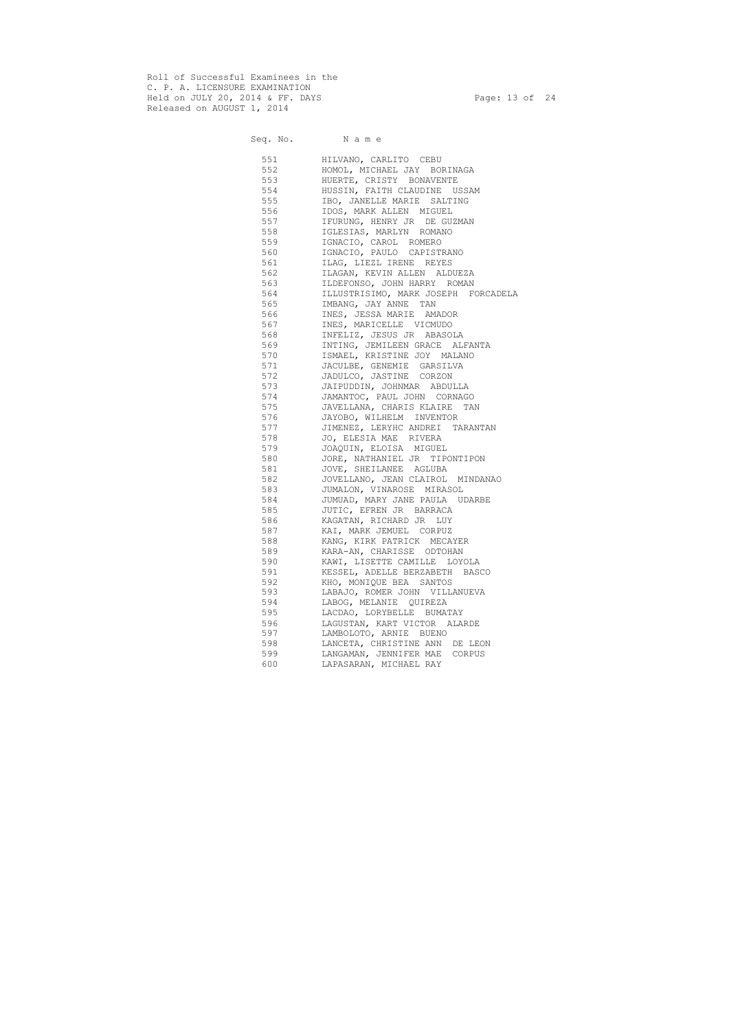Roll of Successful Examinees in the
C. P. A. LICENSURE EXAMINATION
Held on JULY 20, 2014 & FF. DAYS
Released on AUGUST 1, 2014

| Seq. No. | N a m e |
|---|---|
| 551 | HILVANO, CARLITO CEBU |
| 552 | HOMOL, MICHAEL JAY BORINAGA |
| 553 | HUERTE, CRISTY BONAVENTE |
| 554 | HUSSIN, FAITH CLAUDINE USSAM |
| 555 | IBO, JANELLE MARIE SALTING |
| 556 | IDOS, MARK ALLEN MIGUEL |
| 557 | IFURUNG, HENRY JR DE GUZMAN |
| 558 | IGLESIAS, MARLYN ROMANO |
| 559 | IGNACIO, CAROL ROMERO |
| 560 | IGNACIO, PAULO CAPISTRANO |
| 561 | ILAG, LIEZL IRENE REYES |
| 562 | ILAGAN, KEVIN ALLEN ALDUEZA |
| 563 | ILDEFONSO, JOHN HARRY ROMAN |
| 564 | ILLUSTRISIMO, MARK JOSEPH FORCADELA |
| 565 | IMBANG, JAY ANNE TAN |
| 566 | INES, JESSA MARIE AMADOR |
| 567 | INES, MARICELLE VICMUDO |
| 568 | INFELIZ, JESUS JR ABASOLA |
| 569 | INTING, JEMILEEN GRACE ALFANTA |
| 570 | ISMAEL, KRISTINE JOY MALANO |
| 571 | JACULBE, GENEMIE GARSILVA |
| 572 | JADULCO, JASTINE CORZON |
| 573 | JAIPUDDIN, JOHNMAR ABDULLA |
| 574 | JAMANTOC, PAUL JOHN CORNAGO |
| 575 | JAVELLANA, CHARIS KLAIRE TAN |
| 576 | JAYOBO, WILHELM INVENTOR |
| 577 | JIMENEZ, LERYHC ANDREI TARANTAN |
| 578 | JO, ELESIA MAE RIVERA |
| 579 | JOAQUIN, ELOISA MIGUEL |
| 580 | JORE, NATHANIEL JR TIPONTIPON |
| 581 | JOVE, SHEILANEE AGLUBA |
| 582 | JOVELLANO, JEAN CLAIROL MINDANAO |
| 583 | JUMALON, VINAROSE MIRASOL |
| 584 | JUMUAD, MARY JANE PAULA UDARBE |
| 585 | JUTIC, EFREN JR BARRACA |
| 586 | KAGATAN, RICHARD JR LUY |
| 587 | KAI, MARK JEMUEL CORPUZ |
| 588 | KANG, KIRK PATRICK MECAYER |
| 589 | KARA-AN, CHARISSE ODTOHAN |
| 590 | KAWI, LISETTE CAMILLE LOYOLA |
| 591 | KESSEL, ADELLE BERZABETH BASCO |
| 592 | KHO, MONIQUE BEA SANTOS |
| 593 | LABAJO, ROMER JOHN VILLANUEVA |
| 594 | LABOG, MELANIE QUIREZA |
| 595 | LACDAO, LORYBELLE BUMATAY |
| 596 | LAGUSTAN, KART VICTOR ALARDE |
| 597 | LAMBOLOTO, ARNIE BUENO |
| 598 | LANCETA, CHRISTINE ANN DE LEON |
| 599 | LANGAMAN, JENNIFER MAE CORPUS |
| 600 | LAPASARAN, MICHAEL RAY |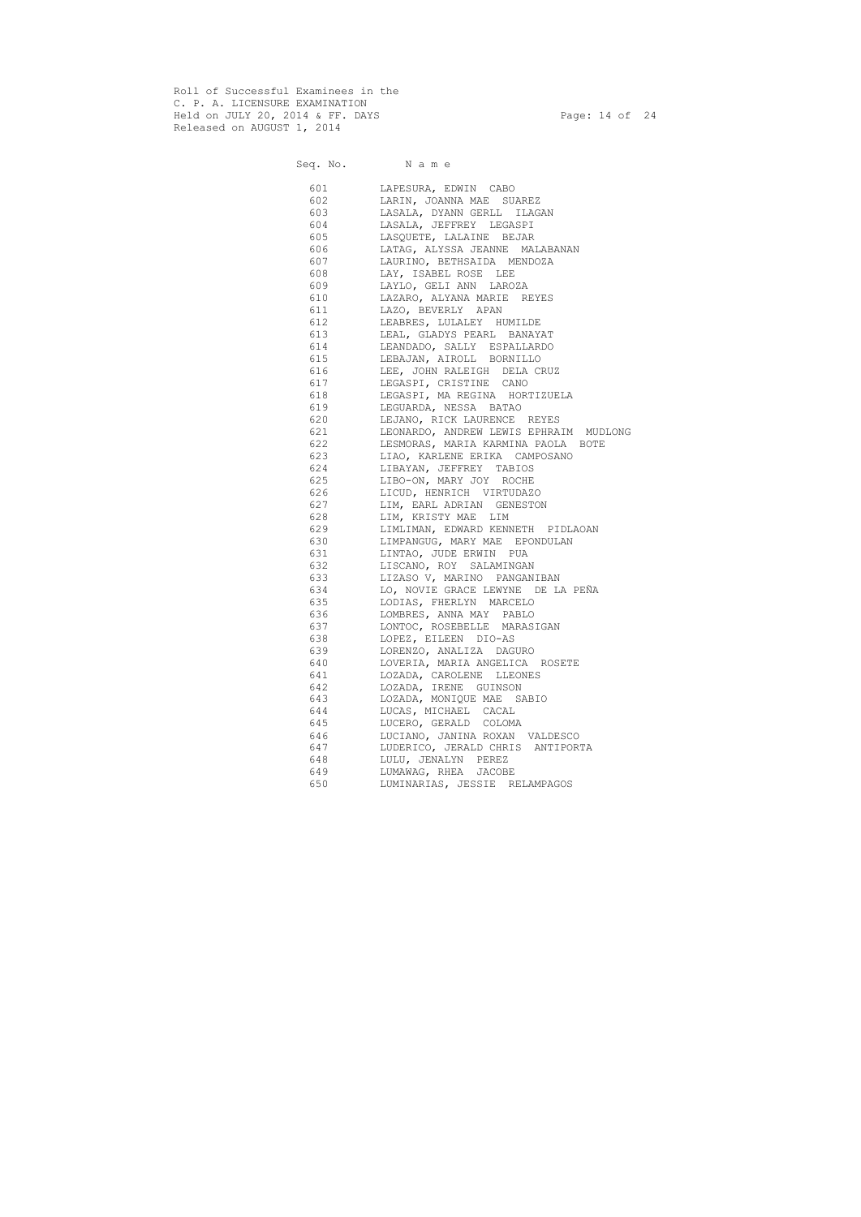Roll of Successful Examinees in the
C. P. A. LICENSURE EXAMINATION
Held on JULY 20, 2014 & FF. DAYS
Released on AUGUST 1, 2014

| Seq. No. | N a m e |
|---|---|
| 601 | LAPESURA, EDWIN CABO |
| 602 | LARIN, JOANNA MAE SUAREZ |
| 603 | LASALA, DYANN GERLL ILAGAN |
| 604 | LASALA, JEFFREY LEGASPI |
| 605 | LASQUETE, LALAINE BEJAR |
| 606 | LATAG, ALYSSA JEANNE MALABANAN |
| 607 | LAURINO, BETHSAIDA MENDOZA |
| 608 | LAY, ISABEL ROSE LEE |
| 609 | LAYLO, GELI ANN LAROZA |
| 610 | LAZARO, ALYANA MARIE REYES |
| 611 | LAZO, BEVERLY APAN |
| 612 | LEABRES, LULALEY HUMILDE |
| 613 | LEAL, GLADYS PEARL BANAYAT |
| 614 | LEANDADO, SALLY ESPALLARDO |
| 615 | LEBAJAN, AIROLL BORNILLO |
| 616 | LEE, JOHN RALEIGH DELA CRUZ |
| 617 | LEGASPI, CRISTINE CANO |
| 618 | LEGASPI, MA REGINA HORTIZUELA |
| 619 | LEGUARDA, NESSA BATAO |
| 620 | LEJANO, RICK LAURENCE REYES |
| 621 | LEONARDO, ANDREW LEWIS EPHRAIM MUDLONG |
| 622 | LESMORAS, MARIA KARMINA PAOLA BOTE |
| 623 | LIAO, KARLENE ERIKA CAMPOSANO |
| 624 | LIBAYAN, JEFFREY TABIOS |
| 625 | LIBO-ON, MARY JOY ROCHE |
| 626 | LICUD, HENRICH VIRTUDAZO |
| 627 | LIM, EARL ADRIAN GENESTON |
| 628 | LIM, KRISTY MAE LIM |
| 629 | LIMLIMAN, EDWARD KENNETH PIDLAOAN |
| 630 | LIMPANGUG, MARY MAE EPONDULAN |
| 631 | LINTAO, JUDE ERWIN PUA |
| 632 | LISCANO, ROY SALAMINGAN |
| 633 | LIZASO V, MARINO PANGANIBAN |
| 634 | LO, NOVIE GRACE LEWYNE DE LA PEÑA |
| 635 | LODIAS, FHERLYN MARCELO |
| 636 | LOMBRES, ANNA MAY PABLO |
| 637 | LONTOC, ROSEBELLE MARASIGAN |
| 638 | LOPEZ, EILEEN DIO-AS |
| 639 | LORENZO, ANALIZA DAGURO |
| 640 | LOVERIA, MARIA ANGELICA ROSETE |
| 641 | LOZADA, CAROLENE LLEONES |
| 642 | LOZADA, IRENE GUINSON |
| 643 | LOZADA, MONIQUE MAE SABIO |
| 644 | LUCAS, MICHAEL CACAL |
| 645 | LUCERO, GERALD COLOMA |
| 646 | LUCIANO, JANINA ROXAN VALDESCO |
| 647 | LUDERICO, JERALD CHRIS ANTIPORTA |
| 648 | LULU, JENALYN PEREZ |
| 649 | LUMAWAG, RHEA JACOBE |
| 650 | LUMINARIAS, JESSIE RELAMPAGOS |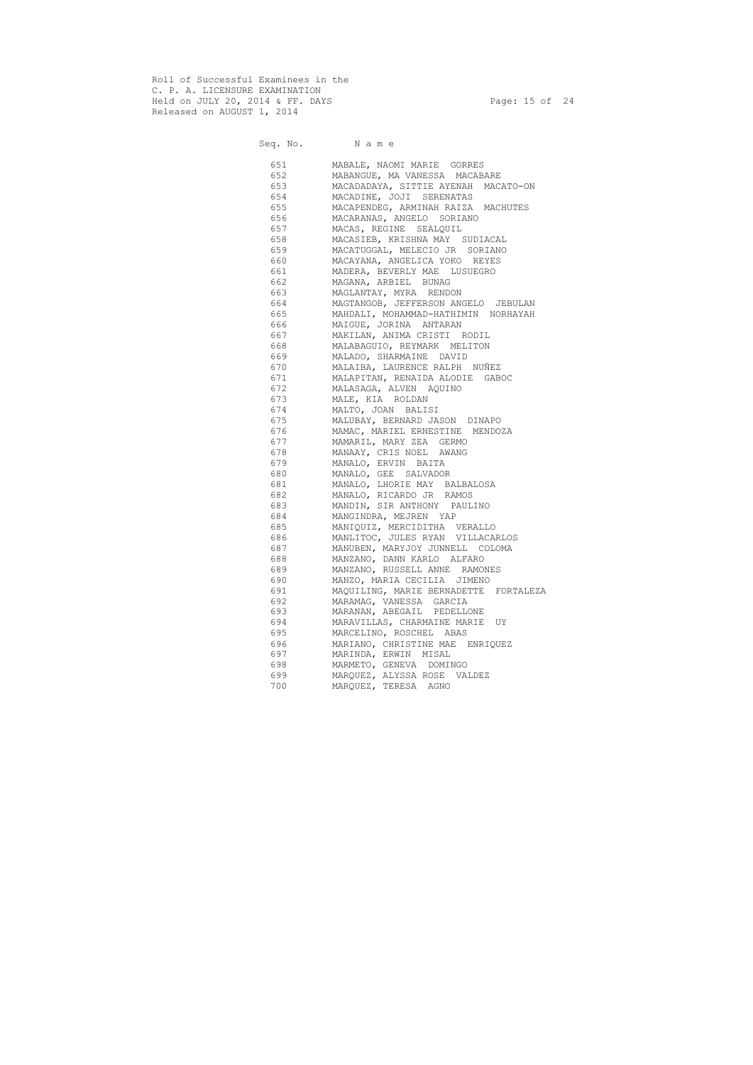Roll of Successful Examinees in the
C. P. A. LICENSURE EXAMINATION
Held on JULY 20, 2014 & FF. DAYS
Released on AUGUST 1, 2014

| Seq. No. | N a m e |
|---|---|
| 651 | MABALE, NAOMI MARIE GORRES |
| 652 | MABANGUE, MA VANESSA MACABARE |
| 653 | MACADADAYA, SITTIE AYENAH MACATO-ON |
| 654 | MACADINE, JOJI SERENATAS |
| 655 | MACAPENDEG, ARMINAH RAIZA MACHUTES |
| 656 | MACARANAS, ANGELO SORIANO |
| 657 | MACAS, REGINE SEALQUIL |
| 658 | MACASIEB, KRISHNA MAY SUDIACAL |
| 659 | MACATUGGAL, MELECIO JR SORIANO |
| 660 | MACAYANA, ANGELICA YOKO REYES |
| 661 | MADERA, BEVERLY MAE LUSUEGRO |
| 662 | MAGANA, ARBIEL BUNAG |
| 663 | MAGLANTAY, MYRA RENDON |
| 664 | MAGTANGOB, JEFFERSON ANGELO JEBULAN |
| 665 | MAHDALI, MOHAMMAD-HATHIMIN NORHAYAH |
| 666 | MAIGUE, JORINA ANTARAN |
| 667 | MAKILAN, ANIMA CRISTI RODIL |
| 668 | MALABAGUIO, REYMARK MELITON |
| 669 | MALADO, SHARMAINE DAVID |
| 670 | MALAIBA, LAURENCE RALPH NUÑEZ |
| 671 | MALAPITAN, RENAIDA ALODIE GABOC |
| 672 | MALASAGA, ALVEN AQUINO |
| 673 | MALE, KIA ROLDAN |
| 674 | MALTO, JOAN BALISI |
| 675 | MALUBAY, BERNARD JASON DINAPO |
| 676 | MAMAC, MARIEL ERNESTINE MENDOZA |
| 677 | MAMARIL, MARY ZEA GERMO |
| 678 | MANAAY, CRIS NOEL AWANG |
| 679 | MANALO, ERVIN BAITA |
| 680 | MANALO, GEE SALVADOR |
| 681 | MANALO, LHORIE MAY BALBALOSA |
| 682 | MANALO, RICARDO JR RAMOS |
| 683 | MANDIN, SIR ANTHONY PAULINO |
| 684 | MANGINDRA, MEJREN YAP |
| 685 | MANIQUIZ, MERCIDITHA VERALLO |
| 686 | MANLITOC, JULES RYAN VILLACARLOS |
| 687 | MANUBEN, MARYJOY JUNNELL COLOMA |
| 688 | MANZANO, DANN KARLO ALFARO |
| 689 | MANZANO, RUSSELL ANNE RAMONES |
| 690 | MANZO, MARIA CECILIA JIMENO |
| 691 | MAQUILING, MARIE BERNADETTE FORTALEZA |
| 692 | MARAMAG, VANESSA GARCIA |
| 693 | MARANAN, ABEGAIL PEDELLONE |
| 694 | MARAVILLAS, CHARMAINE MARIE UY |
| 695 | MARCELINO, ROSCHEL ABAS |
| 696 | MARIANO, CHRISTINE MAE ENRIQUEZ |
| 697 | MARINDA, ERWIN MISAL |
| 698 | MARMETO, GENEVA DOMINGO |
| 699 | MARQUEZ, ALYSSA ROSE VALDEZ |
| 700 | MARQUEZ, TERESA AGNO |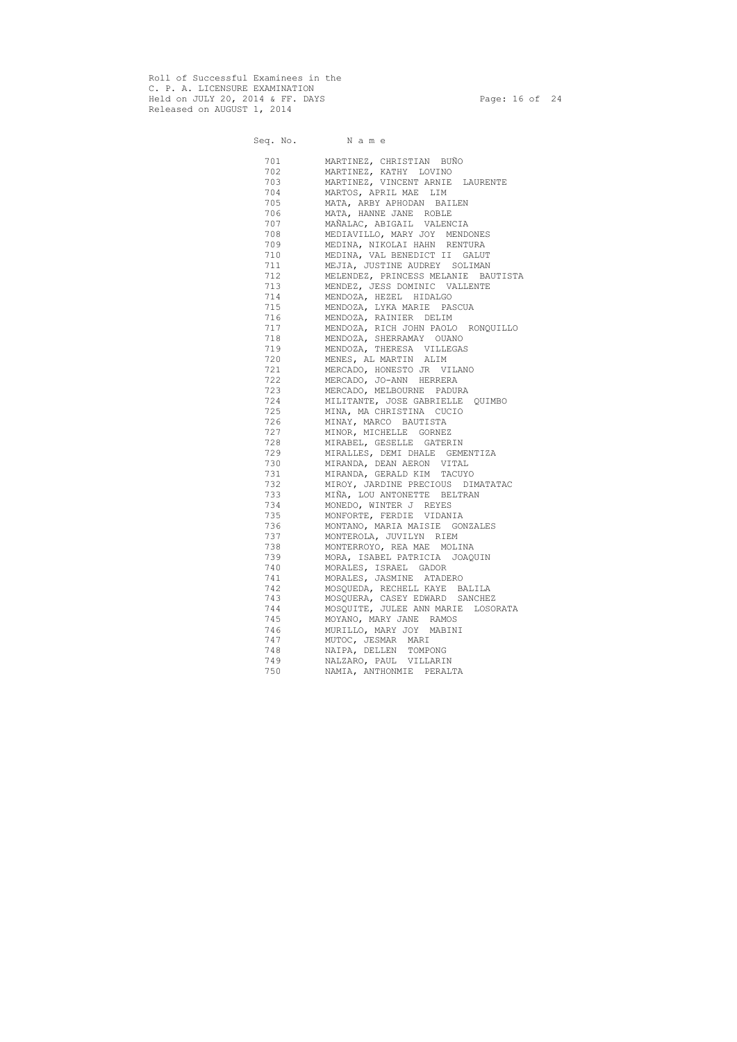Roll of Successful Examinees in the
C. P. A. LICENSURE EXAMINATION
Held on JULY 20, 2014 & FF. DAYS
Released on AUGUST 1, 2014

| Seq. No. | N a m e |
|---|---|
| 701 | MARTINEZ, CHRISTIAN BUÑO |
| 702 | MARTINEZ, KATHY LOVINO |
| 703 | MARTINEZ, VINCENT ARNIE LAURENTE |
| 704 | MARTOS, APRIL MAE LIM |
| 705 | MATA, ARBY APHODAN BAILEN |
| 706 | MATA, HANNE JANE ROBLE |
| 707 | MAÑALAC, ABIGAIL VALENCIA |
| 708 | MEDIAVILLO, MARY JOY MENDONES |
| 709 | MEDINA, NIKOLAI HAHN RENTURA |
| 710 | MEDINA, VAL BENEDICT II GALUT |
| 711 | MEJIA, JUSTINE AUDREY SOLIMAN |
| 712 | MELENDEZ, PRINCESS MELANIE BAUTISTA |
| 713 | MENDEZ, JESS DOMINIC VALLENTE |
| 714 | MENDOZA, HEZEL HIDALGO |
| 715 | MENDOZA, LYKA MARIE PASCUA |
| 716 | MENDOZA, RAINIER DELIM |
| 717 | MENDOZA, RICH JOHN PAOLO RONQUILLO |
| 718 | MENDOZA, SHERRAMAY OUANO |
| 719 | MENDOZA, THERESA VILLEGAS |
| 720 | MENES, AL MARTIN ALIM |
| 721 | MERCADO, HONESTO JR VILANO |
| 722 | MERCADO, JO-ANN HERRERA |
| 723 | MERCADO, MELBOURNE PADURA |
| 724 | MILITANTE, JOSE GABRIELLE QUIMBO |
| 725 | MINA, MA CHRISTINA CUCIO |
| 726 | MINAY, MARCO BAUTISTA |
| 727 | MINOR, MICHELLE GORNEZ |
| 728 | MIRABEL, GESELLE GATERIN |
| 729 | MIRALLES, DEMI DHALE GEMENTIZA |
| 730 | MIRANDA, DEAN AERON VITAL |
| 731 | MIRANDA, GERALD KIM TACUYO |
| 732 | MIROY, JARDINE PRECIOUS DIMATATAC |
| 733 | MIÑA, LOU ANTONETTE BELTRAN |
| 734 | MONEDO, WINTER J REYES |
| 735 | MONFORTE, FERDIE VIDANIA |
| 736 | MONTANO, MARIA MAISIE GONZALES |
| 737 | MONTEROLA, JUVILYN RIEM |
| 738 | MONTERROYO, REA MAE MOLINA |
| 739 | MORA, ISABEL PATRICIA JOAQUIN |
| 740 | MORALES, ISRAEL GADOR |
| 741 | MORALES, JASMINE ATADERO |
| 742 | MOSQUEDA, RECHELL KAYE BALILA |
| 743 | MOSQUERA, CASEY EDWARD SANCHEZ |
| 744 | MOSQUITE, JULEE ANN MARIE LOSORATA |
| 745 | MOYANO, MARY JANE RAMOS |
| 746 | MURILLO, MARY JOY MABINI |
| 747 | MUTOC, JESMAR MARI |
| 748 | NAIPA, DELLEN TOMPONG |
| 749 | NALZARO, PAUL VILLARIN |
| 750 | NAMIA, ANTHONMIE PERALTA |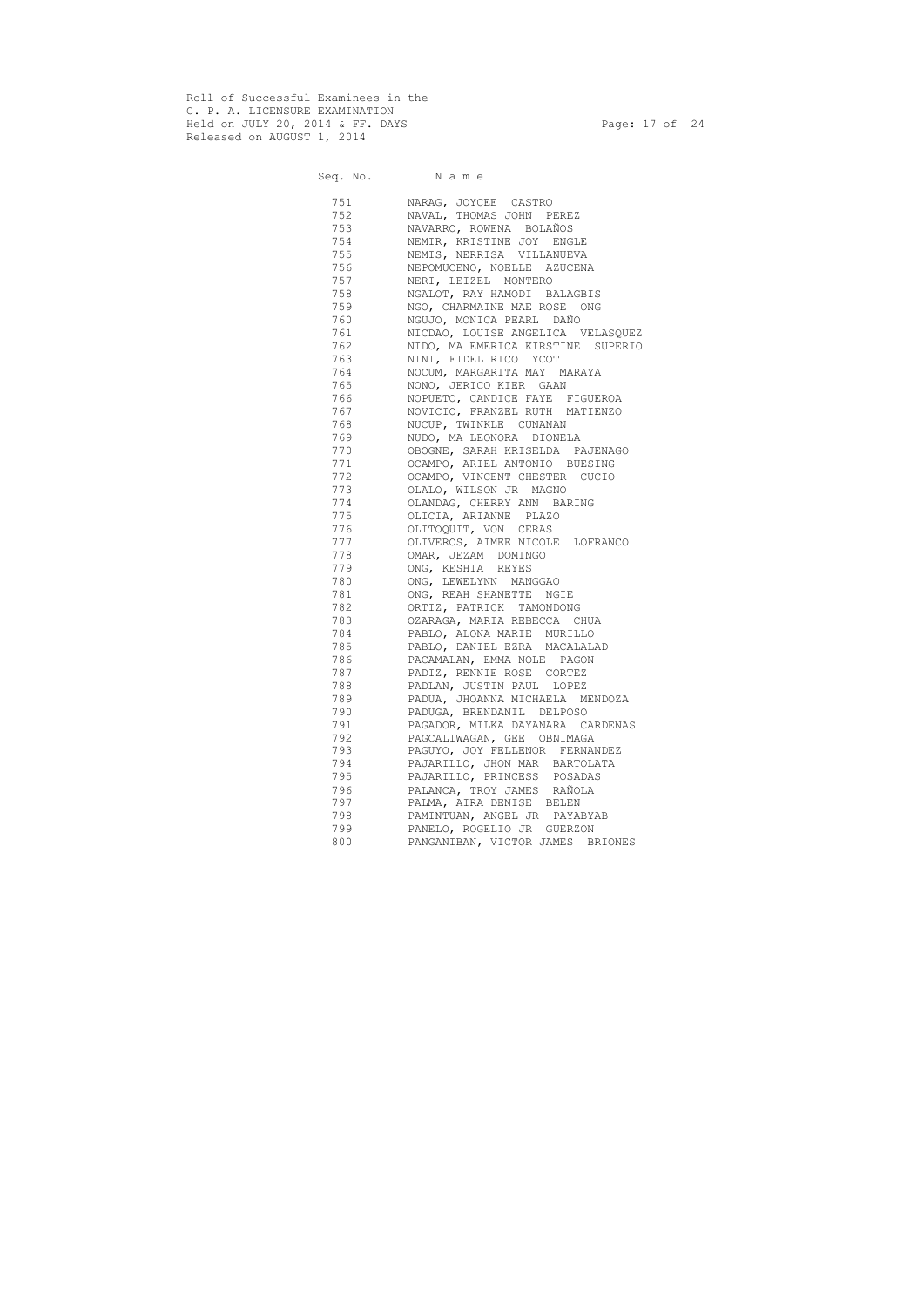Roll of Successful Examinees in the
C. P. A. LICENSURE EXAMINATION
Held on JULY 20, 2014 & FF. DAYS
Released on AUGUST 1, 2014

| Seq. No. | Name |
|---|---|
| 751 | NARAG, JOYCEE CASTRO |
| 752 | NAVAL, THOMAS JOHN PEREZ |
| 753 | NAVARRO, ROWENA BOLAÑOS |
| 754 | NEMIR, KRISTINE JOY ENGLE |
| 755 | NEMIS, NERRISA VILLANUEVA |
| 756 | NEPOMUCENO, NOELLE AZUCENA |
| 757 | NERI, LEIZEL MONTERO |
| 758 | NGALOT, RAY HAMODI BALAGBIS |
| 759 | NGO, CHARMAINE MAE ROSE ONG |
| 760 | NGUJO, MONICA PEARL DAÑO |
| 761 | NICDAO, LOUISE ANGELICA VELASQUEZ |
| 762 | NIDO, MA EMERICA KIRSTINE SUPERIO |
| 763 | NINI, FIDEL RICO YCOT |
| 764 | NOCUM, MARGARITA MAY MARAYA |
| 765 | NONO, JERICO KIER GAAN |
| 766 | NOPUETO, CANDICE FAYE FIGUEROA |
| 767 | NOVICIO, FRANZEL RUTH MATIENZO |
| 768 | NUCUP, TWINKLE CUNANAN |
| 769 | NUDO, MA LEONORA DIONELA |
| 770 | OBOGNE, SARAH KRISELDA PAJENAGO |
| 771 | OCAMPO, ARIEL ANTONIO BUESING |
| 772 | OCAMPO, VINCENT CHESTER CUCIO |
| 773 | OLALO, WILSON JR MAGNO |
| 774 | OLANDAG, CHERRY ANN BARING |
| 775 | OLICIA, ARIANNE PLAZO |
| 776 | OLITOQUIT, VON CERAS |
| 777 | OLIVEROS, AIMEE NICOLE LOFRANCO |
| 778 | OMAR, JEZAM DOMINGO |
| 779 | ONG, KESHIA REYES |
| 780 | ONG, LEWELYNN MANGGAO |
| 781 | ONG, REAH SHANETTE NGIE |
| 782 | ORTIZ, PATRICK TAMONDONG |
| 783 | OZARAGA, MARIA REBECCA CHUA |
| 784 | PABLO, ALONA MARIE MURILLO |
| 785 | PABLO, DANIEL EZRA MACALALAD |
| 786 | PACAMALAN, EMMA NOLE PAGON |
| 787 | PADIZ, RENNIE ROSE CORTEZ |
| 788 | PADLAN, JUSTIN PAUL LOPEZ |
| 789 | PADUA, JHOANNA MICHAELA MENDOZA |
| 790 | PADUGA, BRENDANIL DELPOSO |
| 791 | PAGADOR, MILKA DAYANARA CARDENAS |
| 792 | PAGCALIWAGAN, GEE OBNIMAGA |
| 793 | PAGUYO, JOY FELLENOR FERNANDEZ |
| 794 | PAJARILLO, JHON MAR BARTOLATA |
| 795 | PAJARILLO, PRINCESS POSADAS |
| 796 | PALANCA, TROY JAMES RAÑOLA |
| 797 | PALMA, AIRA DENISE BELEN |
| 798 | PAMINTUAN, ANGEL JR PAYABYAB |
| 799 | PANELO, ROGELIO JR GUERZON |
| 800 | PANGANIBAN, VICTOR JAMES BRIONES |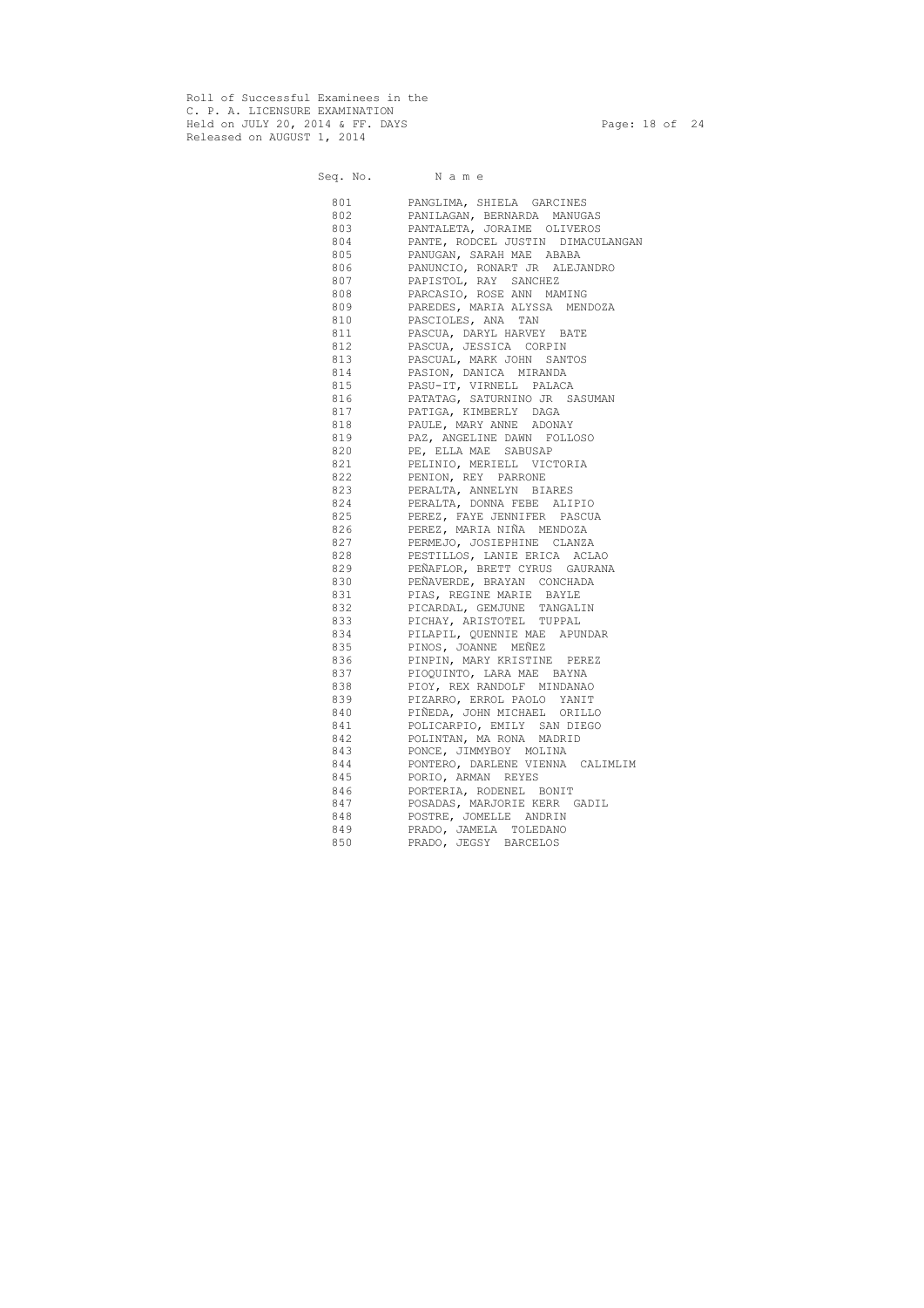Roll of Successful Examinees in the
C. P. A. LICENSURE EXAMINATION
Held on JULY 20, 2014 & FF. DAYS
Released on AUGUST 1, 2014

| Seq. No. | N a m e |
|---|---|
| 801 | PANGLIMA, SHIELA GARCINES |
| 802 | PANILAGAN, BERNARDA MANUGAS |
| 803 | PANTALETA, JORAIME OLIVEROS |
| 804 | PANTE, RODCEL JUSTIN DIMACULANGAN |
| 805 | PANUGAN, SARAH MAE ABABA |
| 806 | PANUNCIO, RONART JR ALEJANDRO |
| 807 | PAPISTOL, RAY SANCHEZ |
| 808 | PARCASIO, ROSE ANN MAMING |
| 809 | PAREDES, MARIA ALYSSA MENDOZA |
| 810 | PASCIOLES, ANA TAN |
| 811 | PASCUA, DARYL HARVEY BATE |
| 812 | PASCUA, JESSICA CORPIN |
| 813 | PASCUAL, MARK JOHN SANTOS |
| 814 | PASION, DANICA MIRANDA |
| 815 | PASU-IT, VIRNELL PALACA |
| 816 | PATATAG, SATURNINO JR SASUMAN |
| 817 | PATIGA, KIMBERLY DAGA |
| 818 | PAULE, MARY ANNE ADONAY |
| 819 | PAZ, ANGELINE DAWN FOLLOSO |
| 820 | PE, ELLA MAE SABUSAP |
| 821 | PELINIO, MERIELL VICTORIA |
| 822 | PENION, REY PARRONE |
| 823 | PERALTA, ANNELYN BIARES |
| 824 | PERALTA, DONNA FEBE ALIPIO |
| 825 | PEREZ, FAYE JENNIFER PASCUA |
| 826 | PEREZ, MARIA NIÑA MENDOZA |
| 827 | PERMEJO, JOSIEPHINE CLANZA |
| 828 | PESTILLOS, LANIE ERICA ACLAO |
| 829 | PEÑAFLOR, BRETT CYRUS GAURANA |
| 830 | PEÑAVERDE, BRAYAN CONCHADA |
| 831 | PIAS, REGINE MARIE BAYLE |
| 832 | PICARDAL, GEMJUNE TANGALIN |
| 833 | PICHAY, ARISTOTEL TUPPAL |
| 834 | PILAPIL, QUENNIE MAE APUNDAR |
| 835 | PINOS, JOANNE MEÑEZ |
| 836 | PINPIN, MARY KRISTINE PEREZ |
| 837 | PIOQUINTO, LARA MAE BAYNA |
| 838 | PIOY, REX RANDOLF MINDANAO |
| 839 | PIZARRO, ERROL PAOLO YANIT |
| 840 | PIÑEDA, JOHN MICHAEL ORILLO |
| 841 | POLICARPIO, EMILY SAN DIEGO |
| 842 | POLINTAN, MA RONA MADRID |
| 843 | PONCE, JIMMYBOY MOLINA |
| 844 | PONTERO, DARLENE VIENNA CALIMLIM |
| 845 | PORIO, ARMAN REYES |
| 846 | PORTERIA, RODENEL BONIT |
| 847 | POSADAS, MARJORIE KERR GADIL |
| 848 | POSTRE, JOMELLE ANDRIN |
| 849 | PRADO, JAMELA TOLEDANO |
| 850 | PRADO, JEGSY BARCELOS |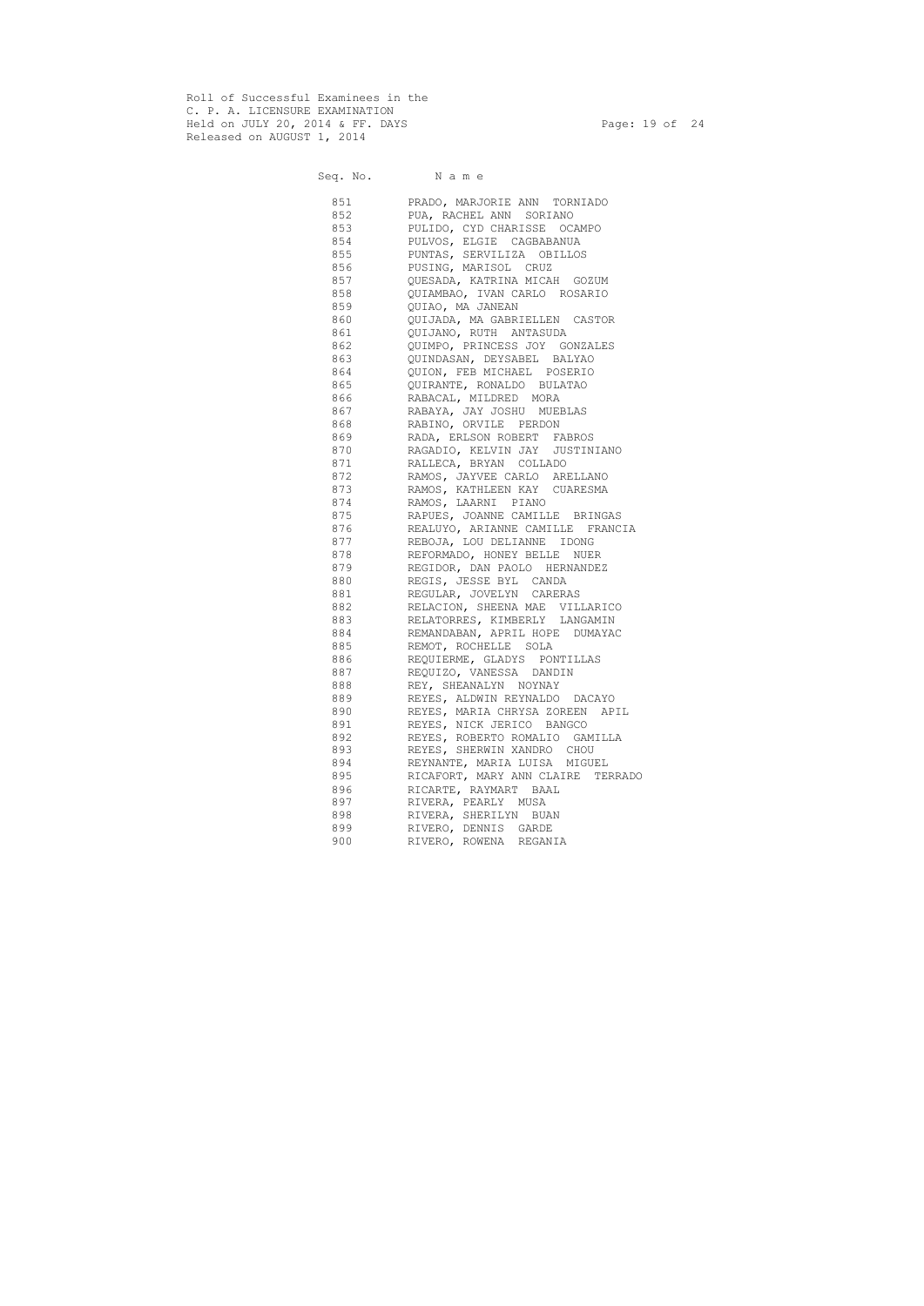Roll of Successful Examinees in the
C. P. A. LICENSURE EXAMINATION
Held on JULY 20, 2014 & FF. DAYS
Released on AUGUST 1, 2014

| Seq. No. | N a m e |
|---|---|
| 851 | PRADO, MARJORIE ANN TORNIADO |
| 852 | PUA, RACHEL ANN SORIANO |
| 853 | PULIDO, CYD CHARISSE OCAMPO |
| 854 | PULVOS, ELGIE CAGBABANUA |
| 855 | PUNTAS, SERVILIZA OBILLOS |
| 856 | PUSING, MARISOL CRUZ |
| 857 | QUESADA, KATRINA MICAH GOZUM |
| 858 | QUIAMBAO, IVAN CARLO ROSARIO |
| 859 | QUIAO, MA JANEAN |
| 860 | QUIJADA, MA GABRIELLEN CASTOR |
| 861 | QUIJANO, RUTH ANTASUDA |
| 862 | QUIMPO, PRINCESS JOY GONZALES |
| 863 | QUINDASAN, DEYSABEL BALYAO |
| 864 | QUION, FEB MICHAEL POSERIO |
| 865 | QUIRANTE, RONALDO BULATAO |
| 866 | RABACAL, MILDRED MORA |
| 867 | RABAYA, JAY JOSHU MUEBLAS |
| 868 | RABINO, ORVILE PERDON |
| 869 | RADA, ERLSON ROBERT FABROS |
| 870 | RAGADIO, KELVIN JAY JUSTINIANO |
| 871 | RALLECA, BRYAN COLLADO |
| 872 | RAMOS, JAYVEE CARLO ARELLANO |
| 873 | RAMOS, KATHLEEN KAY CUARESMA |
| 874 | RAMOS, LAARNI PIANO |
| 875 | RAPUES, JOANNE CAMILLE BRINGAS |
| 876 | REALUYO, ARIANNE CAMILLE FRANCIA |
| 877 | REBOJA, LOU DELIANNE IDONG |
| 878 | REFORMADO, HONEY BELLE NUER |
| 879 | REGIDOR, DAN PAOLO HERNANDEZ |
| 880 | REGIS, JESSE BYL CANDA |
| 881 | REGULAR, JOVELYN CARERAS |
| 882 | RELACION, SHEENA MAE VILLARICO |
| 883 | RELATORRES, KIMBERLY LANGAMIN |
| 884 | REMANDABAN, APRIL HOPE DUMAYAC |
| 885 | REMOT, ROCHELLE SOLA |
| 886 | REQUIERME, GLADYS PONTILLAS |
| 887 | REQUIZO, VANESSA DANDIN |
| 888 | REY, SHEANALYN NOYNAY |
| 889 | REYES, ALDWIN REYNALDO DACAYO |
| 890 | REYES, MARIA CHRYSA ZOREEN APIL |
| 891 | REYES, NICK JERICO BANGCO |
| 892 | REYES, ROBERTO ROMALIO GAMILLA |
| 893 | REYES, SHERWIN XANDRO CHOU |
| 894 | REYNANTE, MARIA LUISA MIGUEL |
| 895 | RICAFORT, MARY ANN CLAIRE TERRADO |
| 896 | RICARTE, RAYMART BAAL |
| 897 | RIVERA, PEARLY MUSA |
| 898 | RIVERA, SHERILYN BUAN |
| 899 | RIVERO, DENNIS GARDE |
| 900 | RIVERO, ROWENA REGANIA |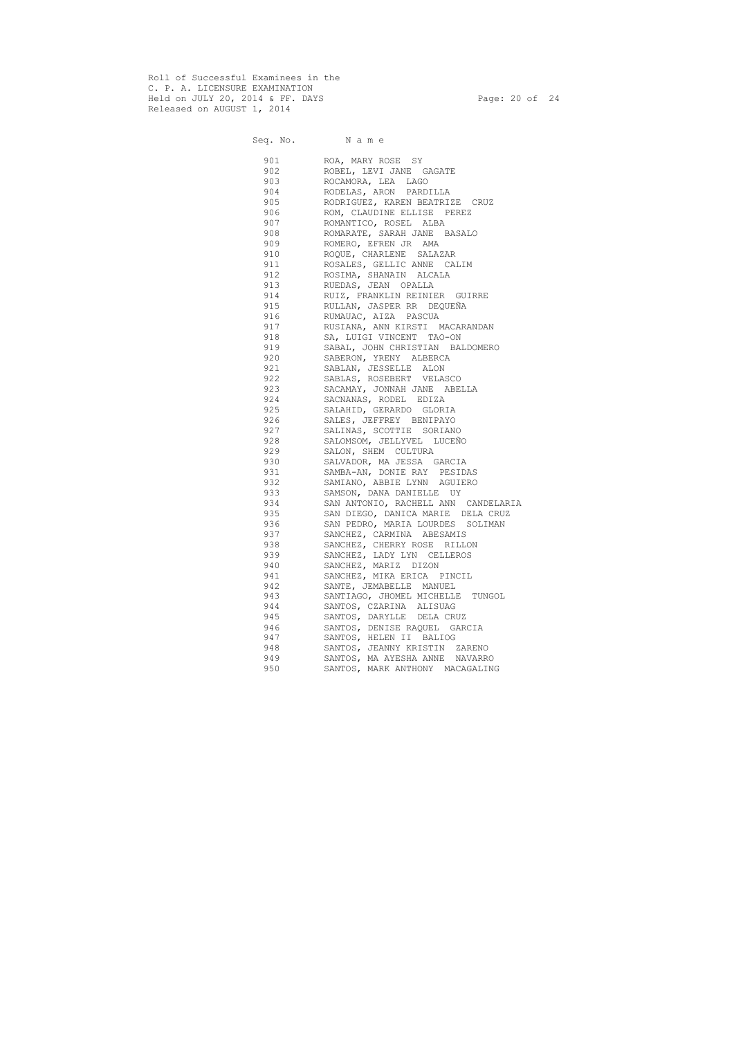Roll of Successful Examinees in the
C. P. A. LICENSURE EXAMINATION
Held on JULY 20, 2014 & FF. DAYS
Released on AUGUST 1, 2014

| Seq. No. | N a m e |
|---|---|
| 901 | ROA, MARY ROSE SY |
| 902 | ROBEL, LEVI JANE GAGATE |
| 903 | ROCAMORA, LEA LAGO |
| 904 | RODELAS, ARON PARDILLA |
| 905 | RODRIGUEZ, KAREN BEATRIZE CRUZ |
| 906 | ROM, CLAUDINE ELLISE PEREZ |
| 907 | ROMANTICO, ROSEL ALBA |
| 908 | ROMARATE, SARAH JANE BASALO |
| 909 | ROMERO, EFREN JR AMA |
| 910 | ROQUE, CHARLENE SALAZAR |
| 911 | ROSALES, GELLIC ANNE CALIM |
| 912 | ROSIMA, SHANAIN ALCALA |
| 913 | RUEDAS, JEAN OPALLA |
| 914 | RUIZ, FRANKLIN REINIER GUIRRE |
| 915 | RULLAN, JASPER RR DEQUEÑA |
| 916 | RUMAUAC, AIZA PASCUA |
| 917 | RUSIANA, ANN KIRSTI MACARANDAN |
| 918 | SA, LUIGI VINCENT TAO-ON |
| 919 | SABAL, JOHN CHRISTIAN BALDOMERO |
| 920 | SABERON, YRENY ALBERCA |
| 921 | SABLAN, JESSELLE ALON |
| 922 | SABLAS, ROSEBERT VELASCO |
| 923 | SACAMAY, JONNAH JANE ABELLA |
| 924 | SACNANAS, RODEL EDIZA |
| 925 | SALAHID, GERARDO GLORIA |
| 926 | SALES, JEFFREY BENIPAYO |
| 927 | SALINAS, SCOTTIE SORIANO |
| 928 | SALOMSOM, JELLYVEL LUCEÑO |
| 929 | SALON, SHEM CULTURA |
| 930 | SALVADOR, MA JESSA GARCIA |
| 931 | SAMBA-AN, DONIE RAY PESIDAS |
| 932 | SAMIANO, ABBIE LYNN AGUIERO |
| 933 | SAMSON, DANA DANIELLE UY |
| 934 | SAN ANTONIO, RACHELL ANN CANDELARIA |
| 935 | SAN DIEGO, DANICA MARIE DELA CRUZ |
| 936 | SAN PEDRO, MARIA LOURDES SOLIMAN |
| 937 | SANCHEZ, CARMINA ABESAMIS |
| 938 | SANCHEZ, CHERRY ROSE RILLON |
| 939 | SANCHEZ, LADY LYN CELLEROS |
| 940 | SANCHEZ, MARIZ DIZON |
| 941 | SANCHEZ, MIKA ERICA PINCIL |
| 942 | SANTE, JEMABELLE MANUEL |
| 943 | SANTIAGO, JHOMEL MICHELLE TUNGOL |
| 944 | SANTOS, CZARINA ALISUAG |
| 945 | SANTOS, DARYLLE DELA CRUZ |
| 946 | SANTOS, DENISE RAQUEL GARCIA |
| 947 | SANTOS, HELEN II BALIOG |
| 948 | SANTOS, JEANNY KRISTIN ZARENO |
| 949 | SANTOS, MA AYESHA ANNE NAVARRO |
| 950 | SANTOS, MARK ANTHONY MACAGALING |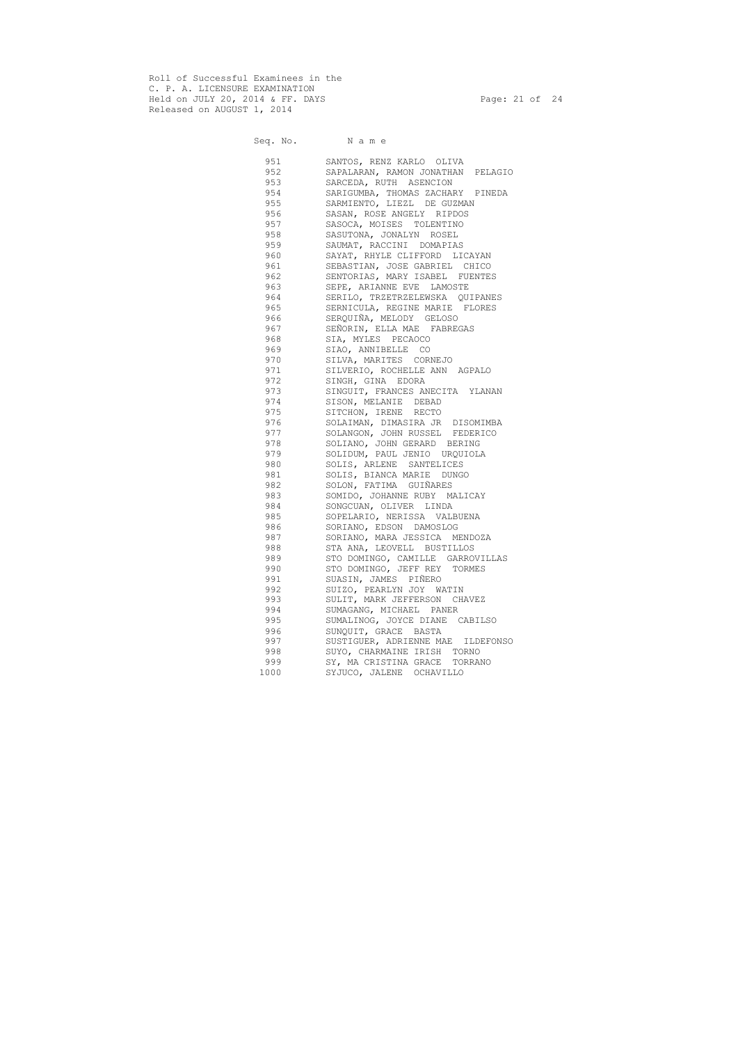Roll of Successful Examinees in the
C. P. A. LICENSURE EXAMINATION
Held on JULY 20, 2014 & FF. DAYS
Released on AUGUST 1, 2014

| Seq. No. | Name |
| --- | --- |
| 951 | SANTOS, RENZ KARLO OLIVA |
| 952 | SAPALARAN, RAMON JONATHAN PELAGIO |
| 953 | SARCEDA, RUTH ASENCION |
| 954 | SARIGUMBA, THOMAS ZACHARY PINEDA |
| 955 | SARMIENTO, LIEZL DE GUZMAN |
| 956 | SASAN, ROSE ANGELY RIPDOS |
| 957 | SASOCA, MOISES TOLENTINO |
| 958 | SASUTONA, JONALYN ROSEL |
| 959 | SAUMAT, RACCINI DOMAPIAS |
| 960 | SAYAT, RHYLE CLIFFORD LICAYAN |
| 961 | SEBASTIAN, JOSE GABRIEL CHICO |
| 962 | SENTORIAS, MARY ISABEL FUENTES |
| 963 | SEPE, ARIANNE EVE LAMOSTE |
| 964 | SERILO, TRZETRZELEWSKA QUIPANES |
| 965 | SERNICULA, REGINE MARIE FLORES |
| 966 | SERQUIÑA, MELODY GELOSO |
| 967 | SEÑORIN, ELLA MAE FABREGAS |
| 968 | SIA, MYLES PECAOCO |
| 969 | SIAO, ANNIBELLE CO |
| 970 | SILVA, MARITES CORNEJO |
| 971 | SILVERIO, ROCHELLE ANN AGPALO |
| 972 | SINGH, GINA EDORA |
| 973 | SINGUIT, FRANCES ANECITA YLANAN |
| 974 | SISON, MELANIE DEBAD |
| 975 | SITCHON, IRENE RECTO |
| 976 | SOLAIMAN, DIMASIRA JR DISOMIMBA |
| 977 | SOLANGON, JOHN RUSSEL FEDERICO |
| 978 | SOLIANO, JOHN GERARD BERING |
| 979 | SOLIDUM, PAUL JENIO URQUIOLA |
| 980 | SOLIS, ARLENE SANTELICES |
| 981 | SOLIS, BIANCA MARIE DUNGO |
| 982 | SOLON, FATIMA GUIÑARES |
| 983 | SOMIDO, JOHANNE RUBY MALICAY |
| 984 | SONGCUAN, OLIVER LINDA |
| 985 | SOPELARIO, NERISSA VALBUENA |
| 986 | SORIANO, EDSON DAMOSLOG |
| 987 | SORIANO, MARA JESSICA MENDOZA |
| 988 | STA ANA, LEOVELL BUSTILLOS |
| 989 | STO DOMINGO, CAMILLE GARROVILLAS |
| 990 | STO DOMINGO, JEFF REY TORMES |
| 991 | SUASIN, JAMES PIÑERO |
| 992 | SUIZO, PEARLYN JOY WATIN |
| 993 | SULIT, MARK JEFFERSON CHAVEZ |
| 994 | SUMAGANG, MICHAEL PANER |
| 995 | SUMALINOG, JOYCE DIANE CABILSO |
| 996 | SUNQUIT, GRACE BASTA |
| 997 | SUSTIGUER, ADRIENNE MAE ILDEFONSO |
| 998 | SUYO, CHARMAINE IRISH TORNO |
| 999 | SY, MA CRISTINA GRACE TORRANO |
| 1000 | SYJUCO, JALENE OCHAVILLO |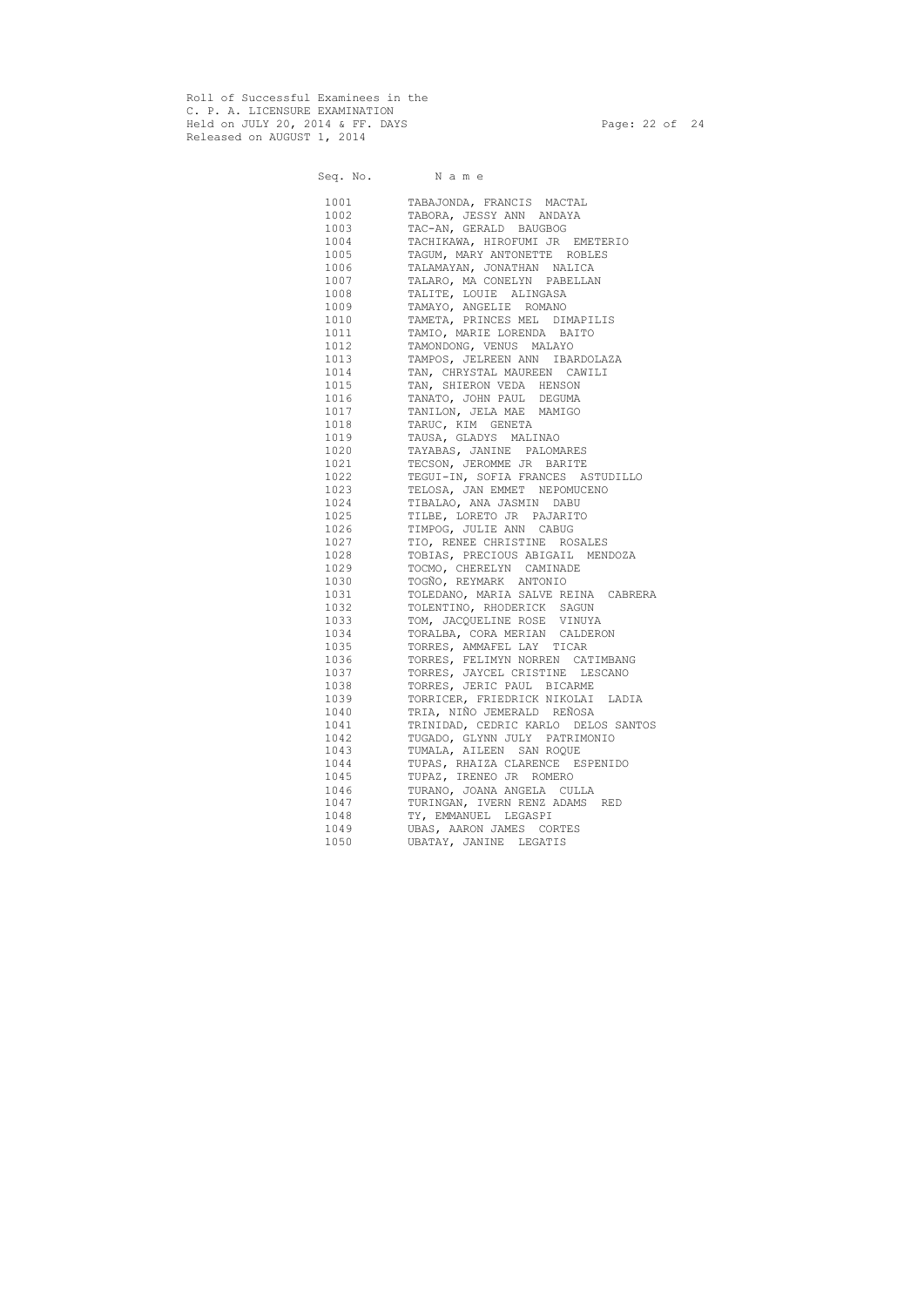Roll of Successful Examinees in the
C. P. A. LICENSURE EXAMINATION
Held on JULY 20, 2014 & FF. DAYS
Released on AUGUST 1, 2014

| Seq. No. | Name |
|---|---|
| 1001 | TABAJONDA, FRANCIS MACTAL |
| 1002 | TABORA, JESSY ANN ANDAYA |
| 1003 | TAC-AN, GERALD BAUGBOG |
| 1004 | TACHIKAWA, HIROFUMI JR EMETERIO |
| 1005 | TAGUM, MARY ANTONETTE ROBLES |
| 1006 | TALAMAYAN, JONATHAN NALICA |
| 1007 | TALARO, MA CONELYN PABELLAN |
| 1008 | TALITE, LOUIE ALINGASA |
| 1009 | TAMAYO, ANGELIE ROMANO |
| 1010 | TAMETA, PRINCES MEL DIMAPILIS |
| 1011 | TAMIO, MARIE LORENDA BAITO |
| 1012 | TAMONDONG, VENUS MALAYO |
| 1013 | TAMPOS, JELREEN ANN IBARDOLAZA |
| 1014 | TAN, CHRYSTAL MAUREEN CAWILI |
| 1015 | TAN, SHIERON VEDA HENSON |
| 1016 | TANATO, JOHN PAUL DEGUMA |
| 1017 | TANILON, JELA MAE MAMIGO |
| 1018 | TARUC, KIM GENETA |
| 1019 | TAUSA, GLADYS MALINAO |
| 1020 | TAYABAS, JANINE PALOMARES |
| 1021 | TECSON, JEROMME JR BARITE |
| 1022 | TEGUI-IN, SOFIA FRANCES ASTUDILLO |
| 1023 | TELOSA, JAN EMMET NEPOMUCENO |
| 1024 | TIBALAO, ANA JASMIN DABU |
| 1025 | TILBE, LORETO JR PAJARITO |
| 1026 | TIMPOG, JULIE ANN CABUG |
| 1027 | TIO, RENEE CHRISTINE ROSALES |
| 1028 | TOBIAS, PRECIOUS ABIGAIL MENDOZA |
| 1029 | TOCMO, CHERELYN CAMINADE |
| 1030 | TOGÑO, REYMARK ANTONIO |
| 1031 | TOLEDANO, MARIA SALVE REINA CABRERA |
| 1032 | TOLENTINO, RHODERICK SAGUN |
| 1033 | TOM, JACQUELINE ROSE VINUYA |
| 1034 | TORALBA, CORA MERIAN CALDERON |
| 1035 | TORRES, AMMAFEL LAY TICAR |
| 1036 | TORRES, FELIMYN NORREN CATIMBANG |
| 1037 | TORRES, JAYCEL CRISTINE LESCANO |
| 1038 | TORRES, JERIC PAUL BICARME |
| 1039 | TORRICER, FRIEDRICK NIKOLAI LADIA |
| 1040 | TRIA, NIÑO JEMERALD REÑOSA |
| 1041 | TRINIDAD, CEDRIC KARLO DELOS SANTOS |
| 1042 | TUGADO, GLYNN JULY PATRIMONIO |
| 1043 | TUMALA, AILEEN SAN ROQUE |
| 1044 | TUPAS, RHAIZA CLARENCE ESPENIDO |
| 1045 | TUPAZ, IRENEO JR ROMERO |
| 1046 | TURANO, JOANA ANGELA CULLA |
| 1047 | TURINGAN, IVERN RENZ ADAMS RED |
| 1048 | TY, EMMANUEL LEGASPI |
| 1049 | UBAS, AARON JAMES CORTES |
| 1050 | UBATAY, JANINE LEGATIS |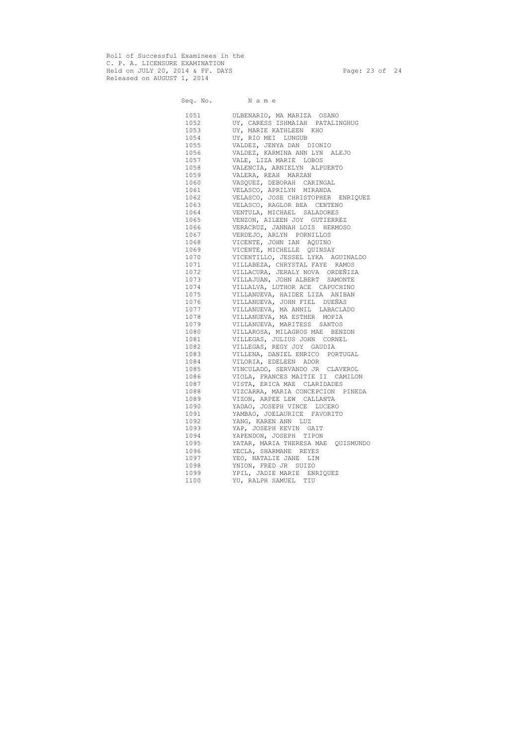Roll of Successful Examinees in the
C. P. A. LICENSURE EXAMINATION
Held on JULY 20, 2014 & FF. DAYS
Released on AUGUST 1, 2014

| Seq. No. | N a m e |
|---|---|
| 1051 | ULBENARIO, MA MARIZA OSANO |
| 1052 | UY, CARESS ISHMAIAH PATALINGHUG |
| 1053 | UY, MARIE KATHLEEN KHO |
| 1054 | UY, RIO MEI LUNGUB |
| 1055 | VALDEZ, JENYA DAN DIONIO |
| 1056 | VALDEZ, KARMINA ANN LYN ALEJO |
| 1057 | VALE, LIZA MARIE LOBOS |
| 1058 | VALENCIA, ARNIELYN ALPUERTO |
| 1059 | VALERA, REAH MARZAN |
| 1060 | VASQUEZ, DEBORAH CARINGAL |
| 1061 | VELASCO, APRILYN MIRANDA |
| 1062 | VELASCO, JOSE CHRISTOPHER ENRIQUEZ |
| 1063 | VELASCO, RAGLOR BEA CENTENO |
| 1064 | VENTULA, MICHAEL SALADORES |
| 1065 | VENZON, AILEEN JOY GUTIERREZ |
| 1066 | VERACRUZ, JANNAH LOIS HERMOSO |
| 1067 | VERDEJO, ARLYN PORNILLOS |
| 1068 | VICENTE, JOHN IAN AQUINO |
| 1069 | VICENTE, MICHELLE QUINSAY |
| 1070 | VICENTILLO, JESSEL LYKA AGUINALDO |
| 1071 | VILLABEZA, CHRYSTAL FAYE RAMOS |
| 1072 | VILLACURA, JERALY NOVA ORDEÑIZA |
| 1073 | VILLAJUAN, JOHN ALBERT SAMONTE |
| 1074 | VILLALVA, LUTHOR ACE CAPUCHINO |
| 1075 | VILLANUEVA, HAIDEE LIZA ANIBAN |
| 1076 | VILLANUEVA, JOHN FIEL DUEÑAS |
| 1077 | VILLANUEVA, MA ANNIL LABACLADO |
| 1078 | VILLANUEVA, MA ESTHER MOPIA |
| 1079 | VILLANUEVA, MARITESS SANTOS |
| 1080 | VILLAROSA, MILAGROS MAE BENZON |
| 1081 | VILLEGAS, JULIUS JOHN CORNEL |
| 1082 | VILLEGAS, REGY JOY GAUDIA |
| 1083 | VILLENA, DANIEL ENRICO PORTUGAL |
| 1084 | VILORIA, EDELEEN ADOR |
| 1085 | VINCULADO, SERVANDO JR CLAVEROL |
| 1086 | VIOLA, FRANCES MAITIE II CAMILON |
| 1087 | VISTA, ERICA MAE CLARIDADES |
| 1088 | VIZCARRA, MARIA CONCEPCION PINEDA |
| 1089 | VIZON, ARPEE LEW CALLANTA |
| 1090 | YADAO, JOSEPH VINCE LUCERO |
| 1091 | YAMBAO, JOELAURICE FAVORITO |
| 1092 | YANG, KAREN ANN LUZ |
| 1093 | YAP, JOSEPH KEVIN GAIT |
| 1094 | YAPENDON, JOSEPH TIPON |
| 1095 | YATAR, MARIA THERESA MAE QUISMUNDO |
| 1096 | YECLA, SHARMANE REYES |
| 1097 | YEO, NATALIE JANE LIM |
| 1098 | YNION, FRED JR SUIZO |
| 1099 | YPIL, JADIE MARIE ENRIQUEZ |
| 1100 | YU, RALPH SAMUEL TIU |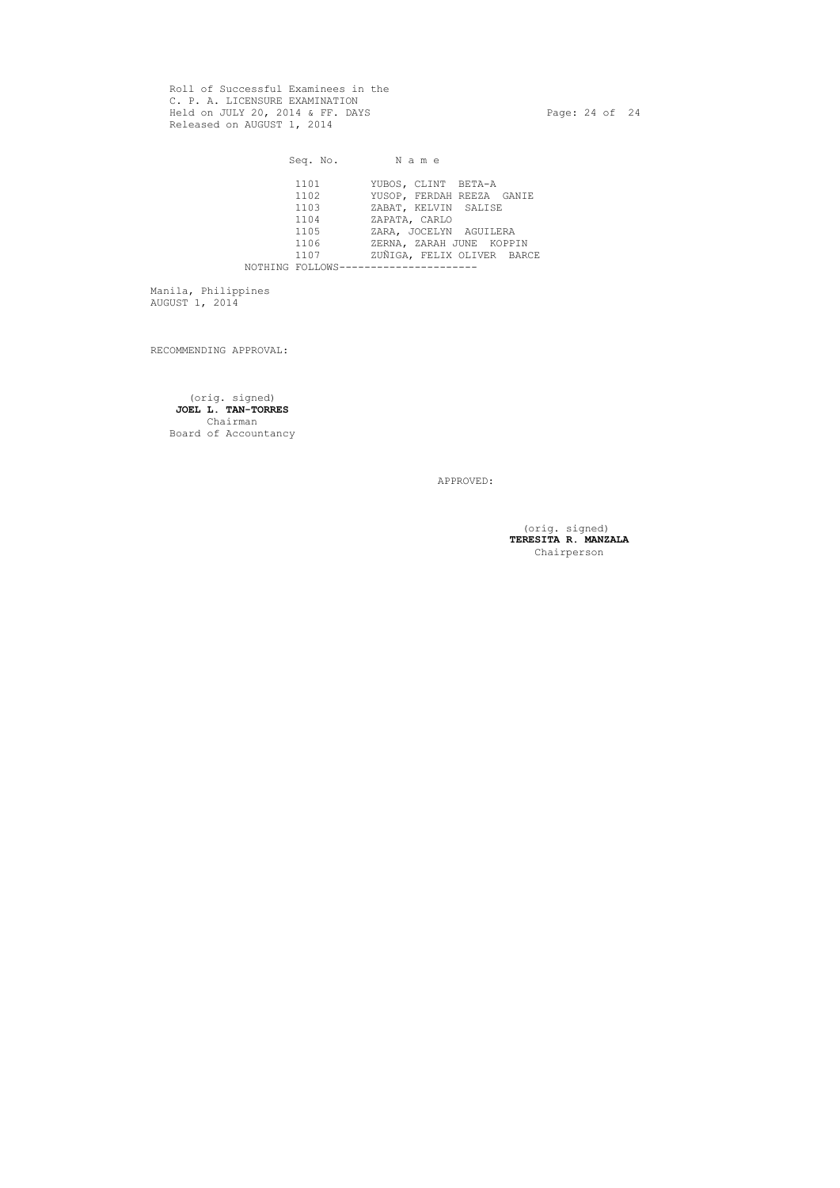Roll of Successful Examinees in the
C. P. A. LICENSURE EXAMINATION
Held on JULY 20, 2014 & FF. DAYS
Released on AUGUST 1, 2014

| Seq. No. | N a m e |
|---|---|
| 1101 | YUBOS, CLINT BETA-A |
| 1102 | YUSOP, FERDAH REEZA GANIE |
| 1103 | ZABAT, KELVIN SALISE |
| 1104 | ZAPATA, CARLO |
| 1105 | ZARA, JOCELYN AGUILERA |
| 1106 | ZERNA, ZARAH JUNE KOPPIN |
| 1107 | ZUÑIGA, FELIX OLIVER BARCE |

NOTHING FOLLOWS----------------------

Manila, Philippines
AUGUST 1, 2014

RECOMMENDING APPROVAL:

(orig. signed)
**JOEL L. TAN-TORRES**
Chairman
Board of Accountancy

APPROVED:

(orig. signed)
**TERESITA R. MANZALA**
Chairperson